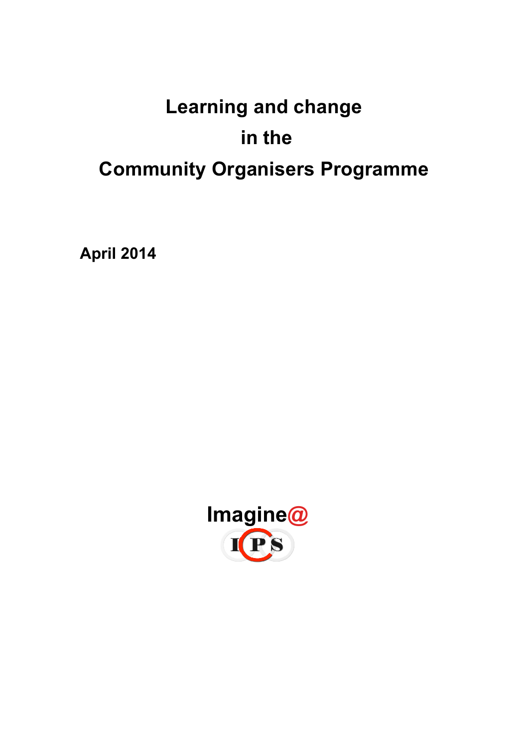# Learning and change in the Community Organisers Programme

**April 2014**

Imagine@

IPS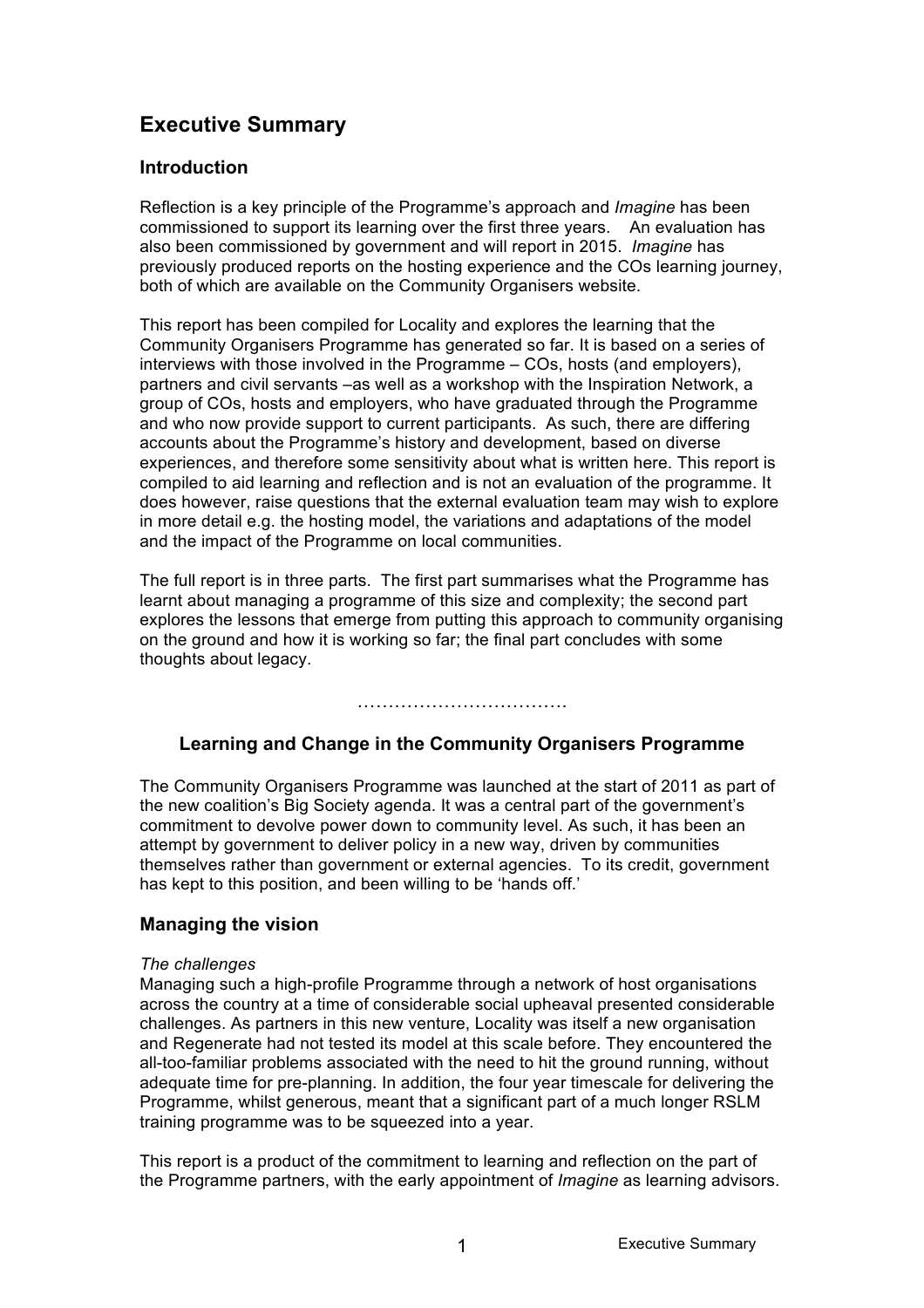# Executive Summary

## Introduction

Reflection is a key principle of the Programme's approach and *Imagine* has been commissioned to support its learning over the first three years. An evaluation has also been commissioned by government and will report in 2015. *Imagine* has previously produced reports on the hosting experience and the COs learning journey, both of which are available on the Community Organisers website.

This report has been compiled for Locality and explores the learning that the Community Organisers Programme has generated so far. It is based on a series of interviews with those involved in the Programme – COs, hosts (and employers), partners and civil servants –as well as a workshop with the Inspiration Network, a group of COs, hosts and employers, who have graduated through the Programme and who now provide support to current participants. As such, there are differing accounts about the Programme's history and development, based on diverse experiences, and therefore some sensitivity about what is written here. This report is compiled to aid learning and reflection and is not an evaluation of the programme. It does however, raise questions that the external evaluation team may wish to explore in more detail e.g. the hosting model, the variations and adaptations of the model and the impact of the Programme on local communities.

The full report is in three parts. The first part summarises what the Programme has learnt about managing a programme of this size and complexity; the second part explores the lessons that emerge from putting this approach to community organising on the ground and how it is working so far; the final part concludes with some thoughts about legacy.

……………………………

## Learning and Change in the Community Organisers Programme

The Community Organisers Programme was launched at the start of 2011 as part of the new coalition's Big Society agenda. It was a central part of the government's commitment to devolve power down to community level. As such, it has been an attempt by government to deliver policy in a new way, driven by communities themselves rather than government or external agencies. To its credit, government has kept to this position, and been willing to be 'hands off.'

## Managing the vision

*The challenges*

Managing such a high-profile Programme through a network of host organisations across the country at a time of considerable social upheaval presented considerable challenges. As partners in this new venture, Locality was itself a new organisation and Regenerate had not tested its model at this scale before. They encountered the all-too-familiar problems associated with the need to hit the ground running, without adequate time for pre-planning. In addition, the four year timescale for delivering the Programme, whilst generous, meant that a significant part of a much longer RSLM training programme was to be squeezed into a year.

This report is a product of the commitment to learning and reflection on the part of the Programme partners, with the early appointment of *Imagine* as learning advisors.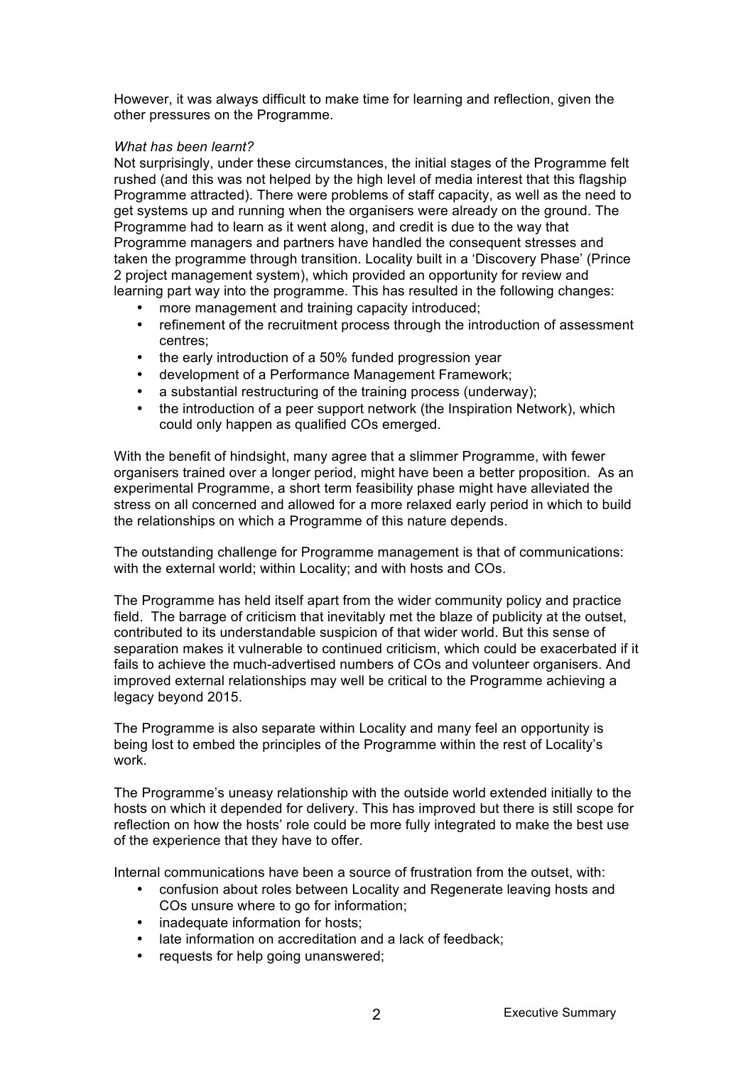However, it was always difficult to make time for learning and reflection, given the other pressures on the Programme.

*What has been learnt?*

Not surprisingly, under these circumstances, the initial stages of the Programme felt rushed (and this was not helped by the high level of media interest that this flagship Programme attracted). There were problems of staff capacity, as well as the need to get systems up and running when the organisers were already on the ground. The Programme had to learn as it went along, and credit is due to the way that Programme managers and partners have handled the consequent stresses and taken the programme through transition. Locality built in a 'Discovery Phase' (Prince 2 project management system), which provided an opportunity for review and learning part way into the programme. This has resulted in the following changes:

- more management and training capacity introduced;
- refinement of the recruitment process through the introduction of assessment centres;
- the early introduction of a 50% funded progression year
- development of a Performance Management Framework;
- a substantial restructuring of the training process (underway);
- the introduction of a peer support network (the Inspiration Network), which could only happen as qualified COs emerged.

With the benefit of hindsight, many agree that a slimmer Programme, with fewer organisers trained over a longer period, might have been a better proposition. As an experimental Programme, a short term feasibility phase might have alleviated the stress on all concerned and allowed for a more relaxed early period in which to build the relationships on which a Programme of this nature depends.

The outstanding challenge for Programme management is that of communications: with the external world; within Locality; and with hosts and COs.

The Programme has held itself apart from the wider community policy and practice field. The barrage of criticism that inevitably met the blaze of publicity at the outset, contributed to its understandable suspicion of that wider world. But this sense of separation makes it vulnerable to continued criticism, which could be exacerbated if it fails to achieve the much-advertised numbers of COs and volunteer organisers. And improved external relationships may well be critical to the Programme achieving a legacy beyond 2015.

The Programme is also separate within Locality and many feel an opportunity is being lost to embed the principles of the Programme within the rest of Locality's work.

The Programme's uneasy relationship with the outside world extended initially to the hosts on which it depended for delivery. This has improved but there is still scope for reflection on how the hosts' role could be more fully integrated to make the best use of the experience that they have to offer.

Internal communications have been a source of frustration from the outset, with:

- confusion about roles between Locality and Regenerate leaving hosts and COs unsure where to go for information;
- inadequate information for hosts;
- late information on accreditation and a lack of feedback;
- requests for help going unanswered;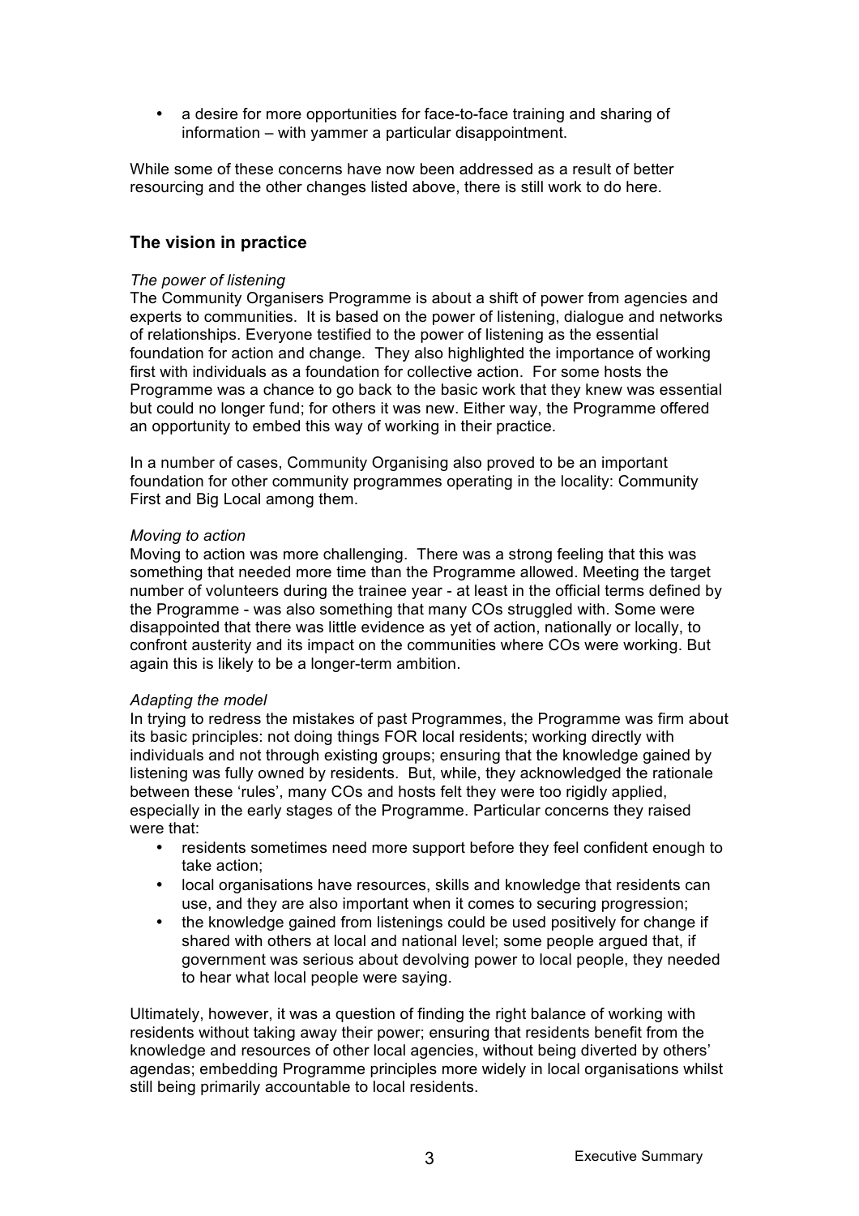- a desire for more opportunities for face-to-face training and sharing of information – with yammer a particular disappointment.

While some of these concerns have now been addressed as a result of better resourcing and the other changes listed above, there is still work to do here.

### The vision in practice

*The power of listening*

The Community Organisers Programme is about a shift of power from agencies and experts to communities. It is based on the power of listening, dialogue and networks of relationships. Everyone testified to the power of listening as the essential foundation for action and change. They also highlighted the importance of working first with individuals as a foundation for collective action. For some hosts the Programme was a chance to go back to the basic work that they knew was essential but could no longer fund; for others it was new. Either way, the Programme offered an opportunity to embed this way of working in their practice.

In a number of cases, Community Organising also proved to be an important foundation for other community programmes operating in the locality: Community First and Big Local among them.

*Moving to action*

Moving to action was more challenging. There was a strong feeling that this was something that needed more time than the Programme allowed. Meeting the target number of volunteers during the trainee year - at least in the official terms defined by the Programme - was also something that many COs struggled with. Some were disappointed that there was little evidence as yet of action, nationally or locally, to confront austerity and its impact on the communities where COs were working. But again this is likely to be a longer-term ambition.

*Adapting the model*

In trying to redress the mistakes of past Programmes, the Programme was firm about its basic principles: not doing things FOR local residents; working directly with individuals and not through existing groups; ensuring that the knowledge gained by listening was fully owned by residents. But, while, they acknowledged the rationale between these 'rules', many COs and hosts felt they were too rigidly applied, especially in the early stages of the Programme. Particular concerns they raised were that:

- residents sometimes need more support before they feel confident enough to take action;
- local organisations have resources, skills and knowledge that residents can use, and they are also important when it comes to securing progression;
- the knowledge gained from listenings could be used positively for change if shared with others at local and national level; some people argued that, if government was serious about devolving power to local people, they needed to hear what local people were saying.

Ultimately, however, it was a question of finding the right balance of working with residents without taking away their power; ensuring that residents benefit from the knowledge and resources of other local agencies, without being diverted by others' agendas; embedding Programme principles more widely in local organisations whilst still being primarily accountable to local residents.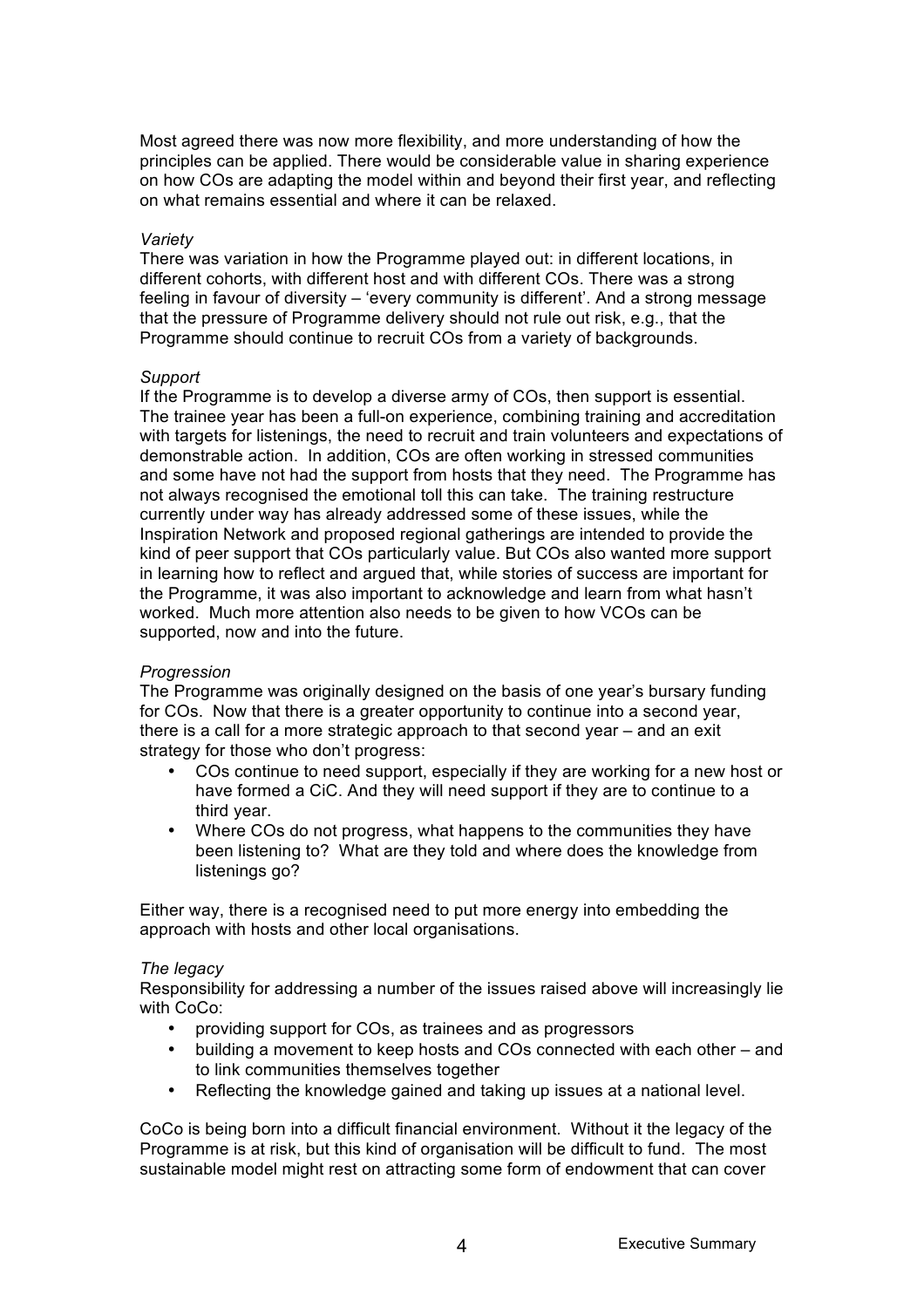Most agreed there was now more flexibility, and more understanding of how the principles can be applied. There would be considerable value in sharing experience on how COs are adapting the model within and beyond their first year, and reflecting on what remains essential and where it can be relaxed.

*Variety*

There was variation in how the Programme played out: in different locations, in different cohorts, with different host and with different COs. There was a strong feeling in favour of diversity – 'every community is different'. And a strong message that the pressure of Programme delivery should not rule out risk, e.g., that the Programme should continue to recruit COs from a variety of backgrounds.

*Support*

If the Programme is to develop a diverse army of COs, then support is essential. The trainee year has been a full-on experience, combining training and accreditation with targets for listenings, the need to recruit and train volunteers and expectations of demonstrable action. In addition, COs are often working in stressed communities and some have not had the support from hosts that they need. The Programme has not always recognised the emotional toll this can take. The training restructure currently under way has already addressed some of these issues, while the Inspiration Network and proposed regional gatherings are intended to provide the kind of peer support that COs particularly value. But COs also wanted more support in learning how to reflect and argued that, while stories of success are important for the Programme, it was also important to acknowledge and learn from what hasn't worked. Much more attention also needs to be given to how VCOs can be supported, now and into the future.

*Progression*

The Programme was originally designed on the basis of one year's bursary funding for COs. Now that there is a greater opportunity to continue into a second year, there is a call for a more strategic approach to that second year – and an exit strategy for those who don't progress:

- COs continue to need support, especially if they are working for a new host or have formed a CiC. And they will need support if they are to continue to a third year.
- Where COs do not progress, what happens to the communities they have been listening to? What are they told and where does the knowledge from listenings go?

Either way, there is a recognised need to put more energy into embedding the approach with hosts and other local organisations.

*The legacy*

Responsibility for addressing a number of the issues raised above will increasingly lie with CoCo:

- providing support for COs, as trainees and as progressors
- building a movement to keep hosts and COs connected with each other – and to link communities themselves together
- Reflecting the knowledge gained and taking up issues at a national level.

CoCo is being born into a difficult financial environment. Without it the legacy of the Programme is at risk, but this kind of organisation will be difficult to fund. The most sustainable model might rest on attracting some form of endowment that can cover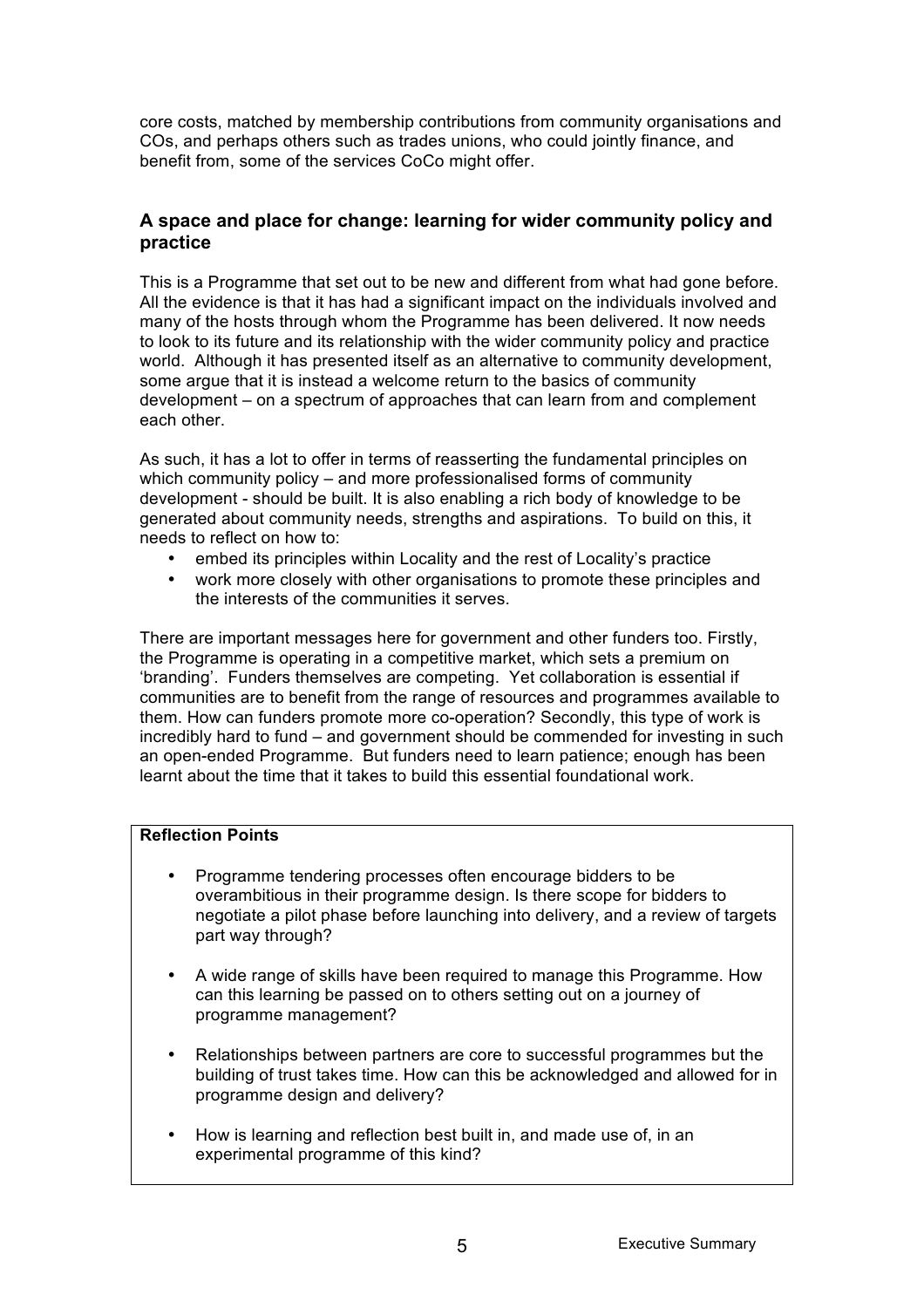core costs, matched by membership contributions from community organisations and COs, and perhaps others such as trades unions, who could jointly finance, and benefit from, some of the services CoCo might offer.

### A space and place for change: learning for wider community policy and practice

This is a Programme that set out to be new and different from what had gone before. All the evidence is that it has had a significant impact on the individuals involved and many of the hosts through whom the Programme has been delivered. It now needs to look to its future and its relationship with the wider community policy and practice world. Although it has presented itself as an alternative to community development, some argue that it is instead a welcome return to the basics of community development – on a spectrum of approaches that can learn from and complement each other.

As such, it has a lot to offer in terms of reasserting the fundamental principles on which community policy – and more professionalised forms of community development - should be built. It is also enabling a rich body of knowledge to be generated about community needs, strengths and aspirations. To build on this, it needs to reflect on how to:

- embed its principles within Locality and the rest of Locality's practice
- work more closely with other organisations to promote these principles and the interests of the communities it serves.

There are important messages here for government and other funders too. Firstly, the Programme is operating in a competitive market, which sets a premium on 'branding'. Funders themselves are competing. Yet collaboration is essential if communities are to benefit from the range of resources and programmes available to them. How can funders promote more co-operation? Secondly, this type of work is incredibly hard to fund – and government should be commended for investing in such an open-ended Programme. But funders need to learn patience; enough has been learnt about the time that it takes to build this essential foundational work.

**Reflection Points**

- Programme tendering processes often encourage bidders to be overambitious in their programme design. Is there scope for bidders to negotiate a pilot phase before launching into delivery, and a review of targets part way through?
- A wide range of skills have been required to manage this Programme. How can this learning be passed on to others setting out on a journey of programme management?
- Relationships between partners are core to successful programmes but the building of trust takes time. How can this be acknowledged and allowed for in programme design and delivery?
- How is learning and reflection best built in, and made use of, in an experimental programme of this kind?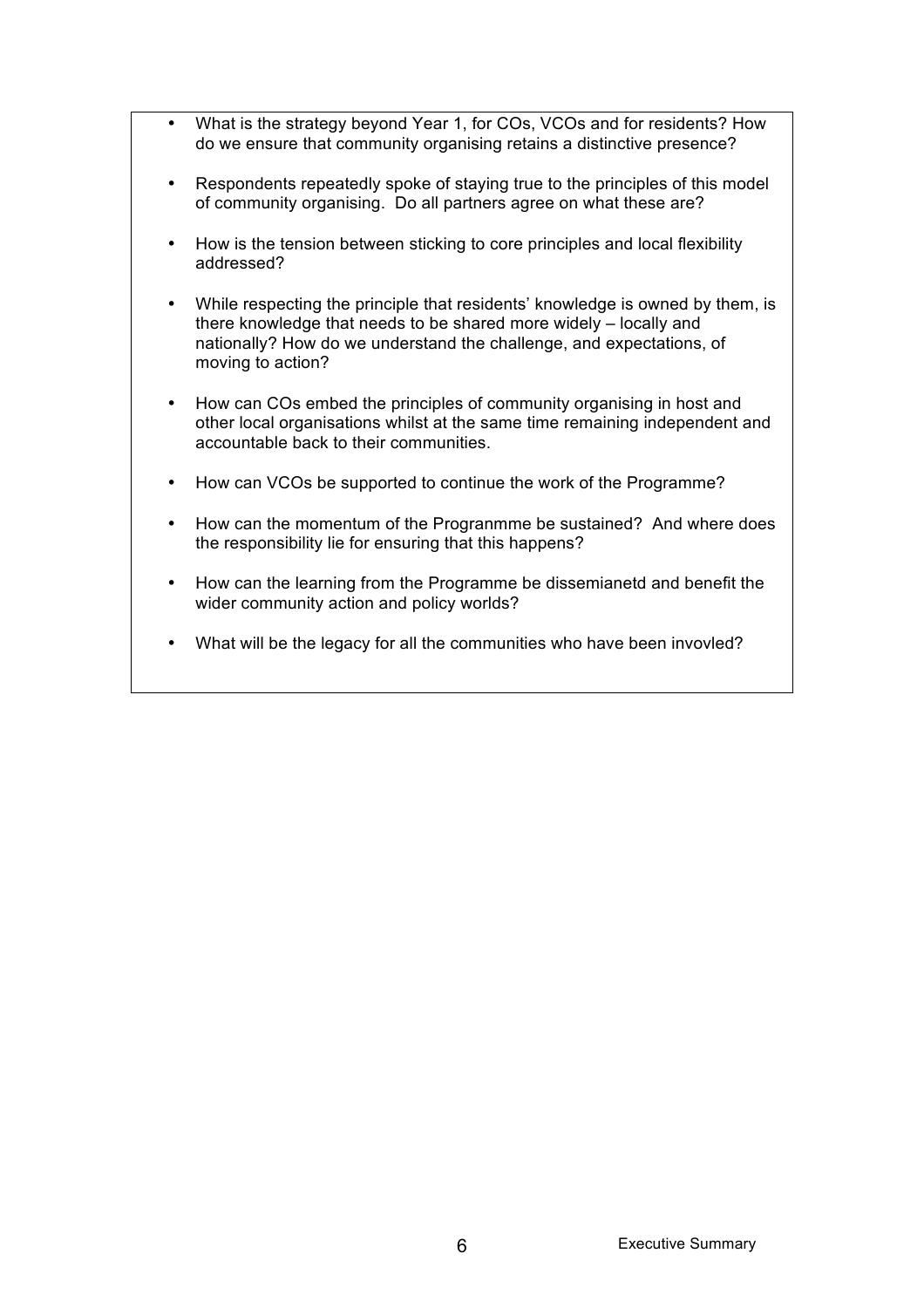- What is the strategy beyond Year 1, for COs, VCOs and for residents? How do we ensure that community organising retains a distinctive presence?
- Respondents repeatedly spoke of staying true to the principles of this model of community organising. Do all partners agree on what these are?
- How is the tension between sticking to core principles and local flexibility addressed?
- While respecting the principle that residents' knowledge is owned by them, is there knowledge that needs to be shared more widely – locally and nationally? How do we understand the challenge, and expectations, of moving to action?
- How can COs embed the principles of community organising in host and other local organisations whilst at the same time remaining independent and accountable back to their communities.
- How can VCOs be supported to continue the work of the Programme?
- How can the momentum of the Progranmme be sustained? And where does the responsibility lie for ensuring that this happens?
- How can the learning from the Programme be dissemianetd and benefit the wider community action and policy worlds?
- What will be the legacy for all the communities who have been invovled?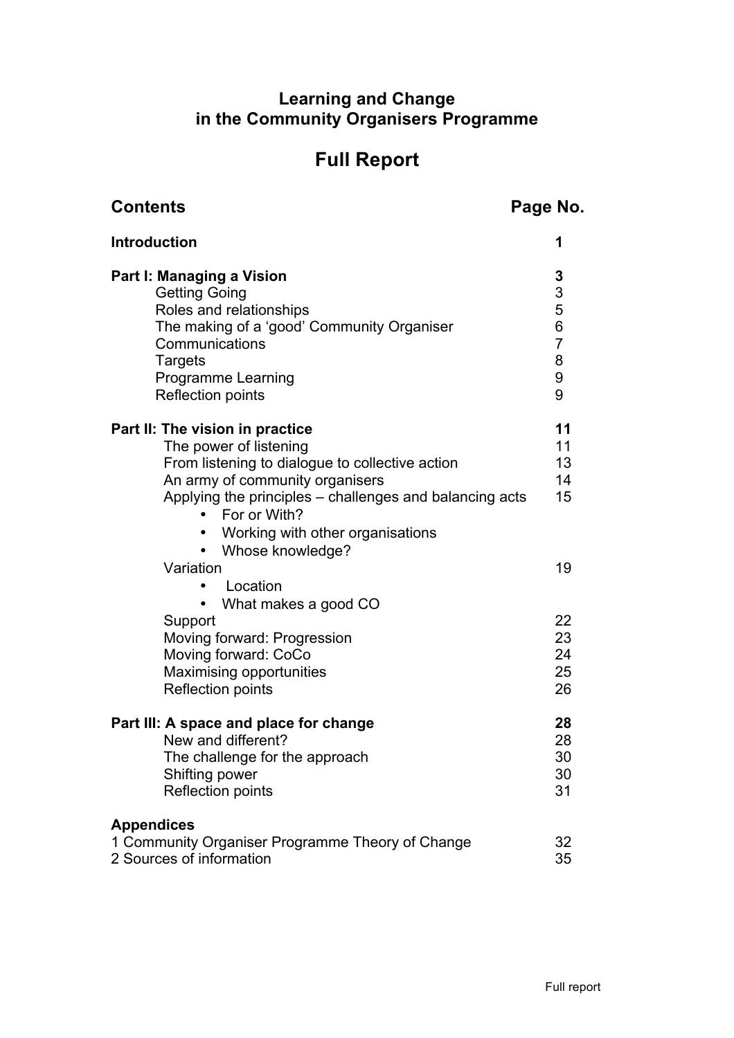# Learning and Change in the Community Organisers Programme

## Full Report

| Contents | Page No. |
|---|---|
| **Introduction** | **1** |
| **Part I: Managing a Vision** | **3** |
| Getting Going | 3 |
| Roles and relationships | 5 |
| The making of a 'good' Community Organiser | 6 |
| Communications | 7 |
| Targets | 8 |
| Programme Learning | 9 |
| Reflection points | 9 |
| **Part II: The vision in practice** | **11** |
| The power of listening | 11 |
| From listening to dialogue to collective action | 13 |
| An army of community organisers | 14 |
| Applying the principles – challenges and balancing acts | 15 |
| • For or With? | |
| • Working with other organisations | |
| • Whose knowledge? | |
| Variation | 19 |
| • Location | |
| • What makes a good CO | |
| Support | 22 |
| Moving forward: Progression | 23 |
| Moving forward: CoCo | 24 |
| Maximising opportunities | 25 |
| Reflection points | 26 |
| **Part III: A space and place for change** | **28** |
| New and different? | 28 |
| The challenge for the approach | 30 |
| Shifting power | 30 |
| Reflection points | 31 |
| **Appendices** | |
| 1 Community Organiser Programme Theory of Change | 32 |
| 2 Sources of information | 35 |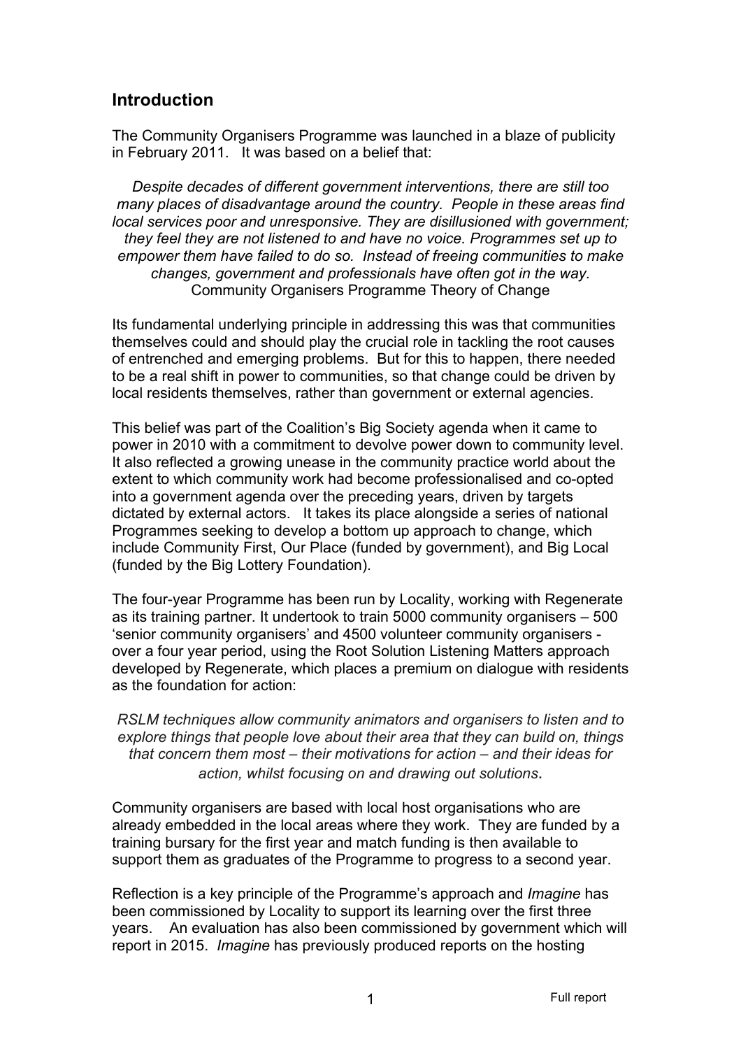## Introduction

The Community Organisers Programme was launched in a blaze of publicity in February 2011. It was based on a belief that:

> *Despite decades of different government interventions, there are still too many places of disadvantage around the country. People in these areas find local services poor and unresponsive. They are disillusioned with government; they feel they are not listened to and have no voice. Programmes set up to empower them have failed to do so. Instead of freeing communities to make changes, government and professionals have often got in the way.*
> Community Organisers Programme Theory of Change

Its fundamental underlying principle in addressing this was that communities themselves could and should play the crucial role in tackling the root causes of entrenched and emerging problems. But for this to happen, there needed to be a real shift in power to communities, so that change could be driven by local residents themselves, rather than government or external agencies.

This belief was part of the Coalition's Big Society agenda when it came to power in 2010 with a commitment to devolve power down to community level. It also reflected a growing unease in the community practice world about the extent to which community work had become professionalised and co-opted into a government agenda over the preceding years, driven by targets dictated by external actors. It takes its place alongside a series of national Programmes seeking to develop a bottom up approach to change, which include Community First, Our Place (funded by government), and Big Local (funded by the Big Lottery Foundation).

The four-year Programme has been run by Locality, working with Regenerate as its training partner. It undertook to train 5000 community organisers – 500 'senior community organisers' and 4500 volunteer community organisers - over a four year period, using the Root Solution Listening Matters approach developed by Regenerate, which places a premium on dialogue with residents as the foundation for action:

> *RSLM techniques allow community animators and organisers to listen and to explore things that people love about their area that they can build on, things that concern them most – their motivations for action – and their ideas for action, whilst focusing on and drawing out solutions.*

Community organisers are based with local host organisations who are already embedded in the local areas where they work. They are funded by a training bursary for the first year and match funding is then available to support them as graduates of the Programme to progress to a second year.

Reflection is a key principle of the Programme's approach and *Imagine* has been commissioned by Locality to support its learning over the first three years. An evaluation has also been commissioned by government which will report in 2015. *Imagine* has previously produced reports on the hosting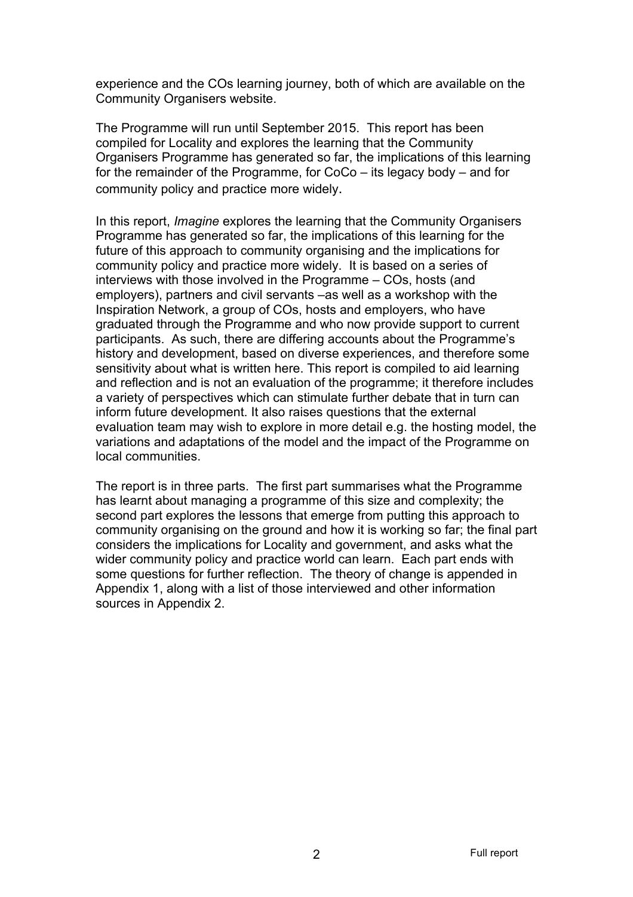experience and the COs learning journey, both of which are available on the Community Organisers website.

The Programme will run until September 2015. This report has been compiled for Locality and explores the learning that the Community Organisers Programme has generated so far, the implications of this learning for the remainder of the Programme, for CoCo – its legacy body – and for community policy and practice more widely.

In this report, *Imagine* explores the learning that the Community Organisers Programme has generated so far, the implications of this learning for the future of this approach to community organising and the implications for community policy and practice more widely. It is based on a series of interviews with those involved in the Programme – COs, hosts (and employers), partners and civil servants –as well as a workshop with the Inspiration Network, a group of COs, hosts and employers, who have graduated through the Programme and who now provide support to current participants. As such, there are differing accounts about the Programme's history and development, based on diverse experiences, and therefore some sensitivity about what is written here. This report is compiled to aid learning and reflection and is not an evaluation of the programme; it therefore includes a variety of perspectives which can stimulate further debate that in turn can inform future development. It also raises questions that the external evaluation team may wish to explore in more detail e.g. the hosting model, the variations and adaptations of the model and the impact of the Programme on local communities.

The report is in three parts. The first part summarises what the Programme has learnt about managing a programme of this size and complexity; the second part explores the lessons that emerge from putting this approach to community organising on the ground and how it is working so far; the final part considers the implications for Locality and government, and asks what the wider community policy and practice world can learn. Each part ends with some questions for further reflection. The theory of change is appended in Appendix 1, along with a list of those interviewed and other information sources in Appendix 2.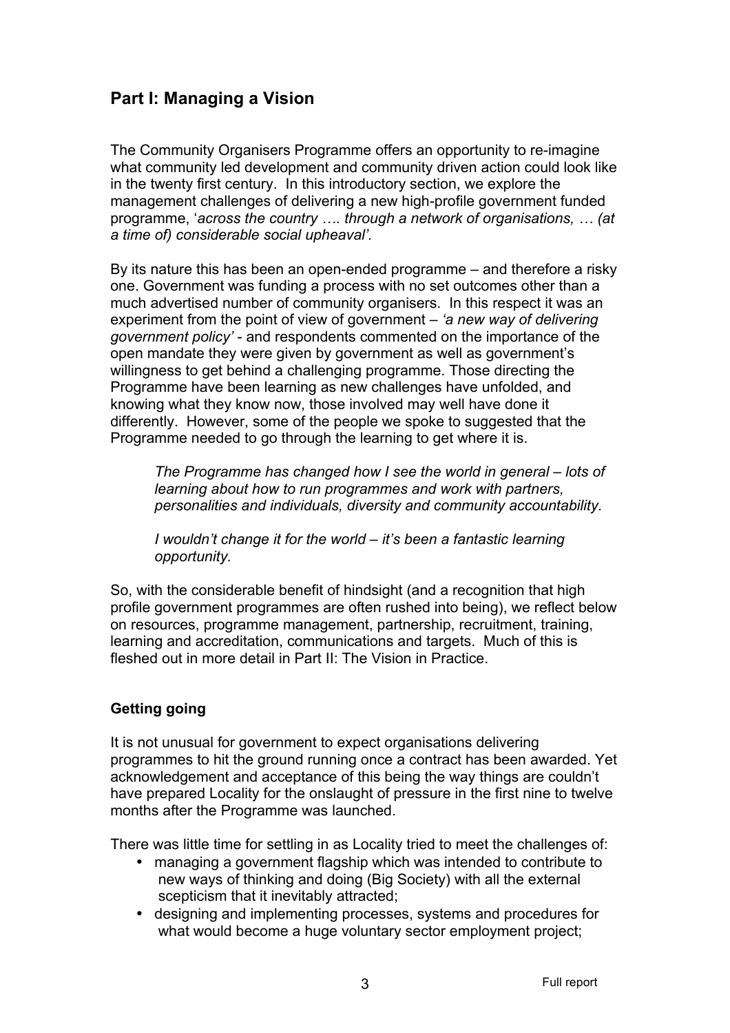## Part I: Managing a Vision

The Community Organisers Programme offers an opportunity to re-imagine what community led development and community driven action could look like in the twenty first century. In this introductory section, we explore the management challenges of delivering a new high-profile government funded programme, '*across the country …. through a network of organisations, … (at a time of) considerable social upheaval'*.

By its nature this has been an open-ended programme – and therefore a risky one. Government was funding a process with no set outcomes other than a much advertised number of community organisers. In this respect it was an experiment from the point of view of government – *'a new way of delivering government policy'* - and respondents commented on the importance of the open mandate they were given by government as well as government's willingness to get behind a challenging programme. Those directing the Programme have been learning as new challenges have unfolded, and knowing what they know now, those involved may well have done it differently. However, some of the people we spoke to suggested that the Programme needed to go through the learning to get where it is.

> *The Programme has changed how I see the world in general – lots of learning about how to run programmes and work with partners, personalities and individuals, diversity and community accountability.*
>
> *I wouldn't change it for the world – it's been a fantastic learning opportunity.*

So, with the considerable benefit of hindsight (and a recognition that high profile government programmes are often rushed into being), we reflect below on resources, programme management, partnership, recruitment, training, learning and accreditation, communications and targets. Much of this is fleshed out in more detail in Part II: The Vision in Practice.

### Getting going

It is not unusual for government to expect organisations delivering programmes to hit the ground running once a contract has been awarded. Yet acknowledgement and acceptance of this being the way things are couldn't have prepared Locality for the onslaught of pressure in the first nine to twelve months after the Programme was launched.

There was little time for settling in as Locality tried to meet the challenges of:

- managing a government flagship which was intended to contribute to new ways of thinking and doing (Big Society) with all the external scepticism that it inevitably attracted;
- designing and implementing processes, systems and procedures for what would become a huge voluntary sector employment project;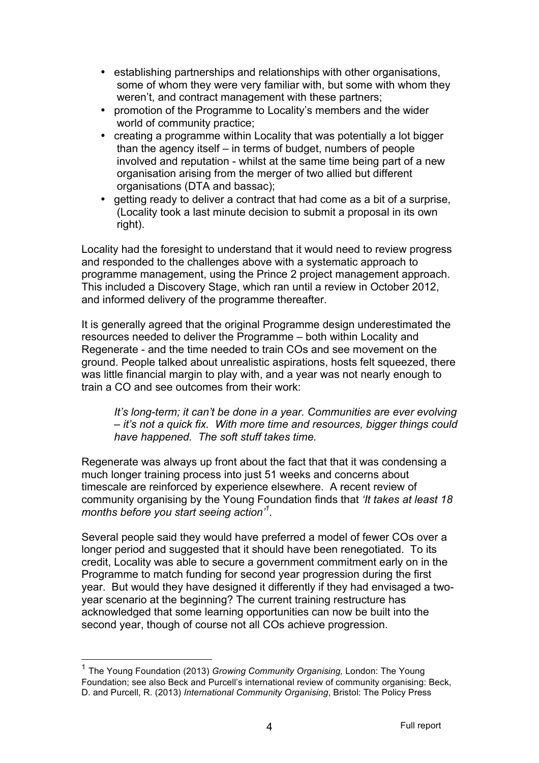- establishing partnerships and relationships with other organisations, some of whom they were very familiar with, but some with whom they weren't, and contract management with these partners;
- promotion of the Programme to Locality's members and the wider world of community practice;
- creating a programme within Locality that was potentially a lot bigger than the agency itself – in terms of budget, numbers of people involved and reputation - whilst at the same time being part of a new organisation arising from the merger of two allied but different organisations (DTA and bassac);
- getting ready to deliver a contract that had come as a bit of a surprise, (Locality took a last minute decision to submit a proposal in its own right).

Locality had the foresight to understand that it would need to review progress and responded to the challenges above with a systematic approach to programme management, using the Prince 2 project management approach. This included a Discovery Stage, which ran until a review in October 2012, and informed delivery of the programme thereafter.

It is generally agreed that the original Programme design underestimated the resources needed to deliver the Programme – both within Locality and Regenerate - and the time needed to train COs and see movement on the ground. People talked about unrealistic aspirations, hosts felt squeezed, there was little financial margin to play with, and a year was not nearly enough to train a CO and see outcomes from their work:

> *It's long-term; it can't be done in a year. Communities are ever evolving – it's not a quick fix. With more time and resources, bigger things could have happened. The soft stuff takes time.*

Regenerate was always up front about the fact that that it was condensing a much longer training process into just 51 weeks and concerns about timescale are reinforced by experience elsewhere. A recent review of community organising by the Young Foundation finds that *'It takes at least 18 months before you start seeing action'*[1].

Several people said they would have preferred a model of fewer COs over a longer period and suggested that it should have been renegotiated. To its credit, Locality was able to secure a government commitment early on in the Programme to match funding for second year progression during the first year. But would they have designed it differently if they had envisaged a two-year scenario at the beginning? The current training restructure has acknowledged that some learning opportunities can now be built into the second year, though of course not all COs achieve progression.

---

[1] The Young Foundation (2013) *Growing Community Organising,* London: The Young Foundation; see also Beck and Purcell's international review of community organising: Beck, D. and Purcell, R. (2013) *International Community Organising*, Bristol: The Policy Press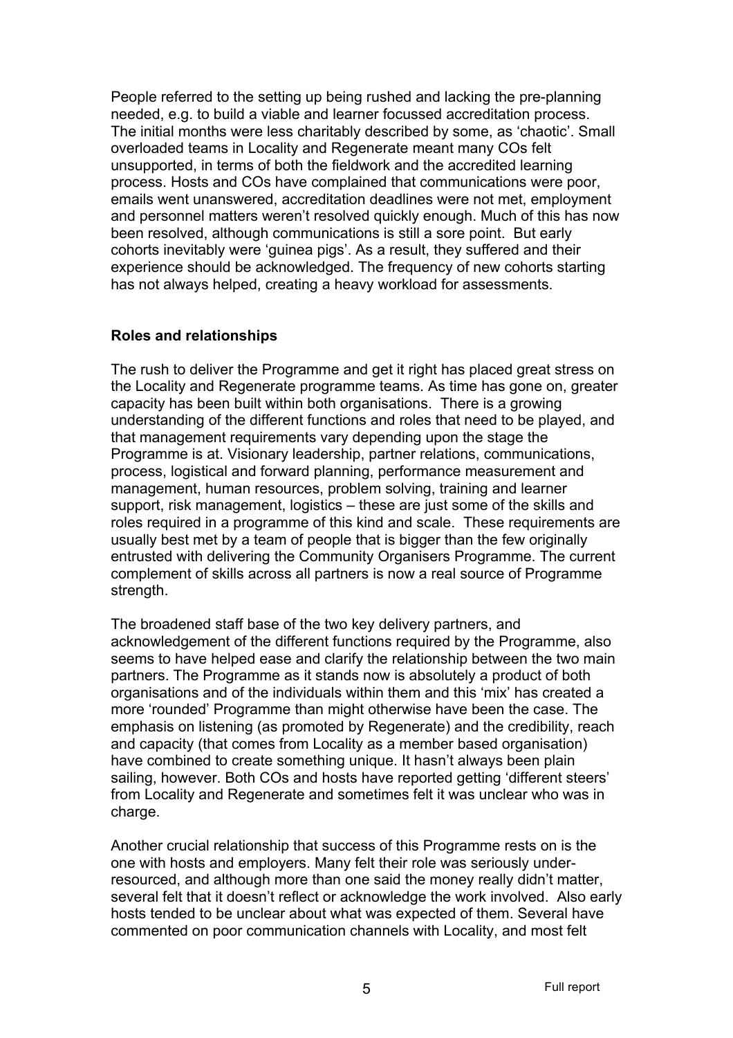People referred to the setting up being rushed and lacking the pre-planning needed, e.g. to build a viable and learner focussed accreditation process. The initial months were less charitably described by some, as 'chaotic'. Small overloaded teams in Locality and Regenerate meant many COs felt unsupported, in terms of both the fieldwork and the accredited learning process. Hosts and COs have complained that communications were poor, emails went unanswered, accreditation deadlines were not met, employment and personnel matters weren't resolved quickly enough. Much of this has now been resolved, although communications is still a sore point. But early cohorts inevitably were 'guinea pigs'. As a result, they suffered and their experience should be acknowledged. The frequency of new cohorts starting has not always helped, creating a heavy workload for assessments.

**Roles and relationships**

The rush to deliver the Programme and get it right has placed great stress on the Locality and Regenerate programme teams. As time has gone on, greater capacity has been built within both organisations. There is a growing understanding of the different functions and roles that need to be played, and that management requirements vary depending upon the stage the Programme is at. Visionary leadership, partner relations, communications, process, logistical and forward planning, performance measurement and management, human resources, problem solving, training and learner support, risk management, logistics – these are just some of the skills and roles required in a programme of this kind and scale. These requirements are usually best met by a team of people that is bigger than the few originally entrusted with delivering the Community Organisers Programme. The current complement of skills across all partners is now a real source of Programme strength.

The broadened staff base of the two key delivery partners, and acknowledgement of the different functions required by the Programme, also seems to have helped ease and clarify the relationship between the two main partners. The Programme as it stands now is absolutely a product of both organisations and of the individuals within them and this 'mix' has created a more 'rounded' Programme than might otherwise have been the case. The emphasis on listening (as promoted by Regenerate) and the credibility, reach and capacity (that comes from Locality as a member based organisation) have combined to create something unique. It hasn't always been plain sailing, however. Both COs and hosts have reported getting 'different steers' from Locality and Regenerate and sometimes felt it was unclear who was in charge.

Another crucial relationship that success of this Programme rests on is the one with hosts and employers. Many felt their role was seriously under-resourced, and although more than one said the money really didn't matter, several felt that it doesn't reflect or acknowledge the work involved. Also early hosts tended to be unclear about what was expected of them. Several have commented on poor communication channels with Locality, and most felt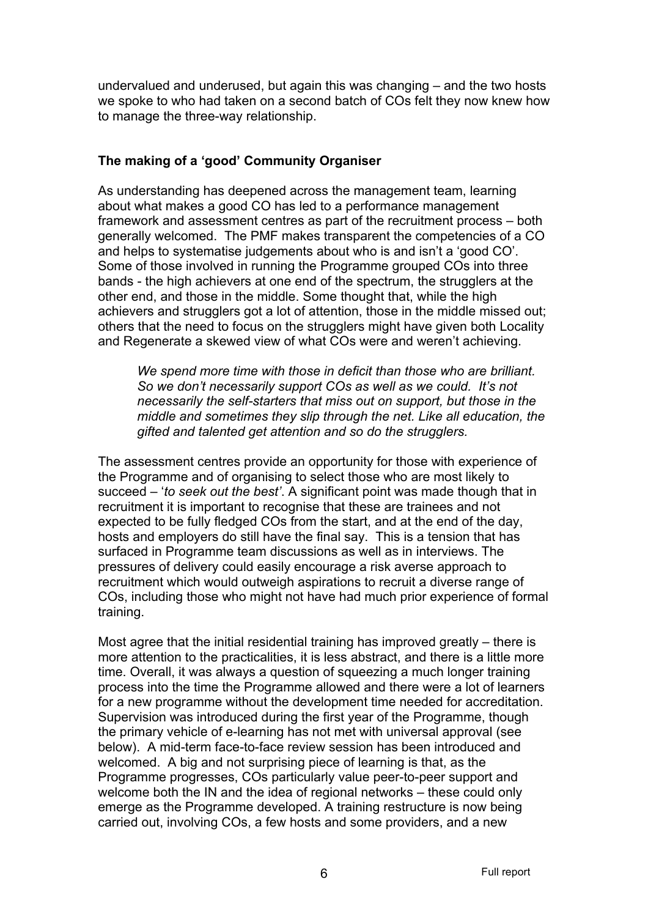undervalued and underused, but again this was changing – and the two hosts we spoke to who had taken on a second batch of COs felt they now knew how to manage the three-way relationship.

### The making of a 'good' Community Organiser

As understanding has deepened across the management team, learning about what makes a good CO has led to a performance management framework and assessment centres as part of the recruitment process – both generally welcomed. The PMF makes transparent the competencies of a CO and helps to systematise judgements about who is and isn't a 'good CO'. Some of those involved in running the Programme grouped COs into three bands - the high achievers at one end of the spectrum, the strugglers at the other end, and those in the middle. Some thought that, while the high achievers and strugglers got a lot of attention, those in the middle missed out; others that the need to focus on the strugglers might have given both Locality and Regenerate a skewed view of what COs were and weren't achieving.

> *We spend more time with those in deficit than those who are brilliant. So we don't necessarily support COs as well as we could. It's not necessarily the self-starters that miss out on support, but those in the middle and sometimes they slip through the net. Like all education, the gifted and talented get attention and so do the strugglers.*

The assessment centres provide an opportunity for those with experience of the Programme and of organising to select those who are most likely to succeed – '*to seek out the best'*. A significant point was made though that in recruitment it is important to recognise that these are trainees and not expected to be fully fledged COs from the start, and at the end of the day, hosts and employers do still have the final say. This is a tension that has surfaced in Programme team discussions as well as in interviews. The pressures of delivery could easily encourage a risk averse approach to recruitment which would outweigh aspirations to recruit a diverse range of COs, including those who might not have had much prior experience of formal training.

Most agree that the initial residential training has improved greatly – there is more attention to the practicalities, it is less abstract, and there is a little more time. Overall, it was always a question of squeezing a much longer training process into the time the Programme allowed and there were a lot of learners for a new programme without the development time needed for accreditation. Supervision was introduced during the first year of the Programme, though the primary vehicle of e-learning has not met with universal approval (see below). A mid-term face-to-face review session has been introduced and welcomed. A big and not surprising piece of learning is that, as the Programme progresses, COs particularly value peer-to-peer support and welcome both the IN and the idea of regional networks – these could only emerge as the Programme developed. A training restructure is now being carried out, involving COs, a few hosts and some providers, and a new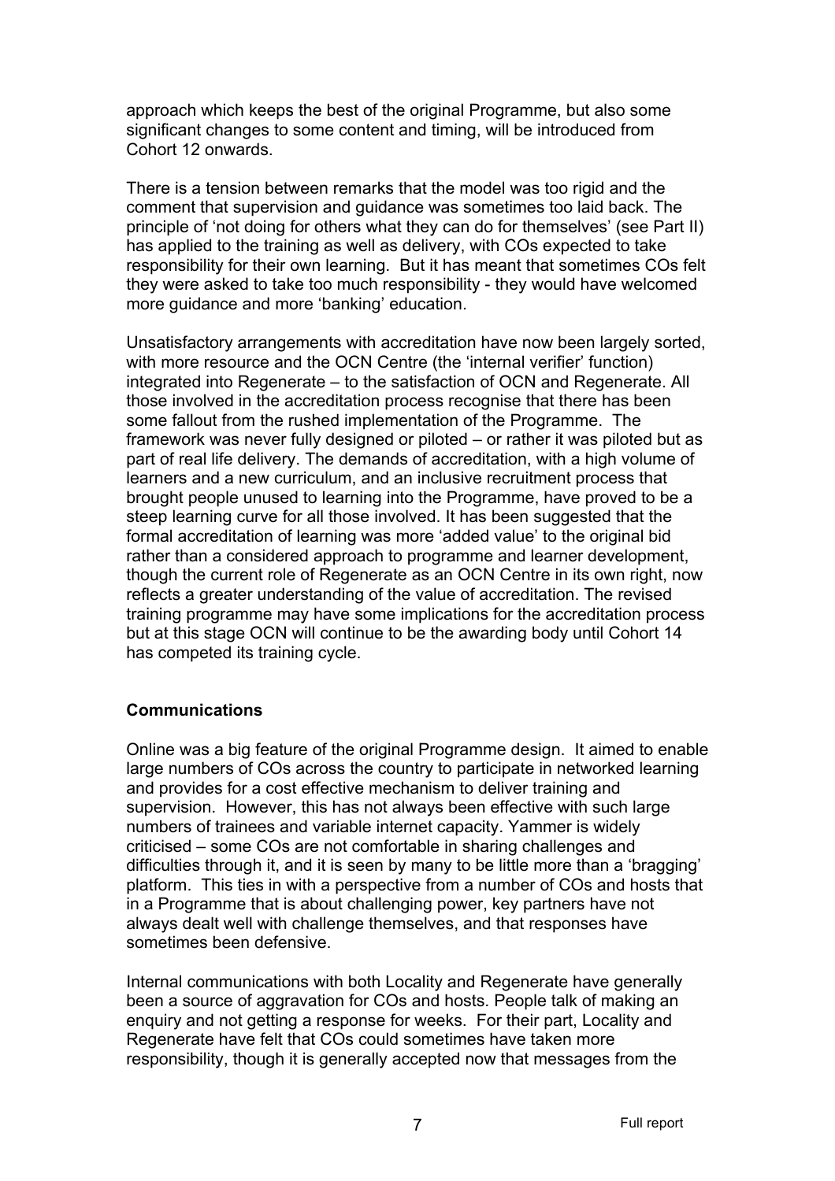approach which keeps the best of the original Programme, but also some significant changes to some content and timing, will be introduced from Cohort 12 onwards.

There is a tension between remarks that the model was too rigid and the comment that supervision and guidance was sometimes too laid back. The principle of 'not doing for others what they can do for themselves' (see Part II) has applied to the training as well as delivery, with COs expected to take responsibility for their own learning. But it has meant that sometimes COs felt they were asked to take too much responsibility - they would have welcomed more guidance and more 'banking' education.

Unsatisfactory arrangements with accreditation have now been largely sorted, with more resource and the OCN Centre (the 'internal verifier' function) integrated into Regenerate – to the satisfaction of OCN and Regenerate. All those involved in the accreditation process recognise that there has been some fallout from the rushed implementation of the Programme. The framework was never fully designed or piloted – or rather it was piloted but as part of real life delivery. The demands of accreditation, with a high volume of learners and a new curriculum, and an inclusive recruitment process that brought people unused to learning into the Programme, have proved to be a steep learning curve for all those involved. It has been suggested that the formal accreditation of learning was more 'added value' to the original bid rather than a considered approach to programme and learner development, though the current role of Regenerate as an OCN Centre in its own right, now reflects a greater understanding of the value of accreditation. The revised training programme may have some implications for the accreditation process but at this stage OCN will continue to be the awarding body until Cohort 14 has competed its training cycle.

## Communications

Online was a big feature of the original Programme design. It aimed to enable large numbers of COs across the country to participate in networked learning and provides for a cost effective mechanism to deliver training and supervision. However, this has not always been effective with such large numbers of trainees and variable internet capacity. Yammer is widely criticised – some COs are not comfortable in sharing challenges and difficulties through it, and it is seen by many to be little more than a 'bragging' platform. This ties in with a perspective from a number of COs and hosts that in a Programme that is about challenging power, key partners have not always dealt well with challenge themselves, and that responses have sometimes been defensive.

Internal communications with both Locality and Regenerate have generally been a source of aggravation for COs and hosts. People talk of making an enquiry and not getting a response for weeks. For their part, Locality and Regenerate have felt that COs could sometimes have taken more responsibility, though it is generally accepted now that messages from the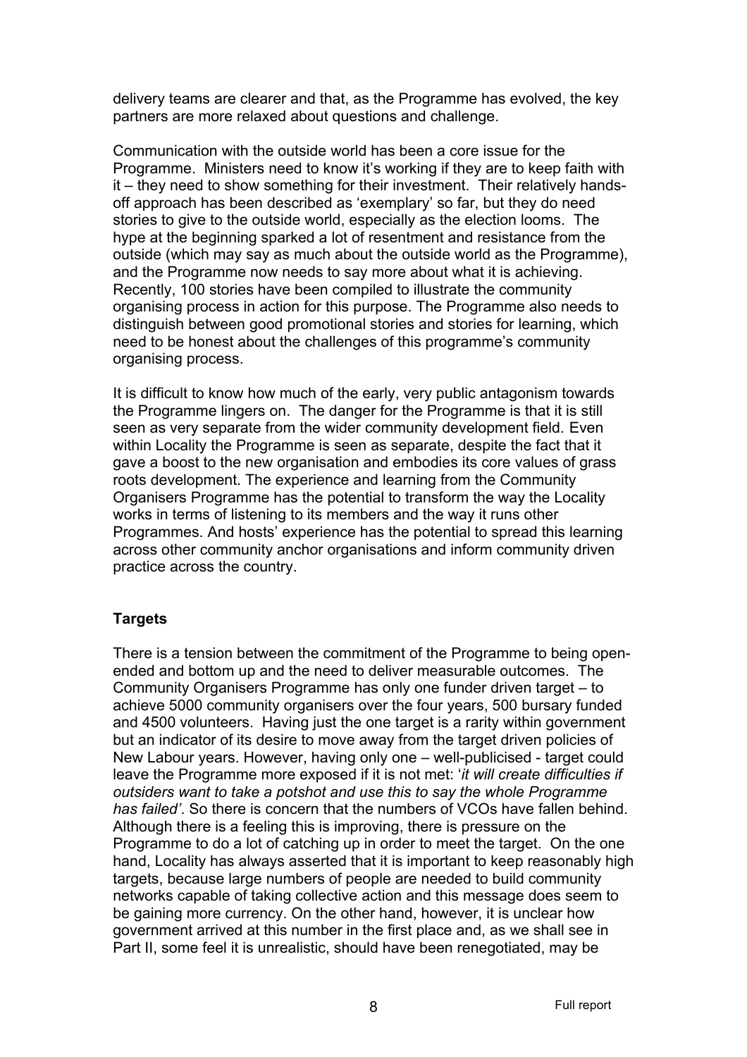delivery teams are clearer and that, as the Programme has evolved, the key partners are more relaxed about questions and challenge.

Communication with the outside world has been a core issue for the Programme. Ministers need to know it's working if they are to keep faith with it – they need to show something for their investment. Their relatively hands-off approach has been described as 'exemplary' so far, but they do need stories to give to the outside world, especially as the election looms. The hype at the beginning sparked a lot of resentment and resistance from the outside (which may say as much about the outside world as the Programme), and the Programme now needs to say more about what it is achieving. Recently, 100 stories have been compiled to illustrate the community organising process in action for this purpose. The Programme also needs to distinguish between good promotional stories and stories for learning, which need to be honest about the challenges of this programme's community organising process.

It is difficult to know how much of the early, very public antagonism towards the Programme lingers on. The danger for the Programme is that it is still seen as very separate from the wider community development field. Even within Locality the Programme is seen as separate, despite the fact that it gave a boost to the new organisation and embodies its core values of grass roots development. The experience and learning from the Community Organisers Programme has the potential to transform the way the Locality works in terms of listening to its members and the way it runs other Programmes. And hosts' experience has the potential to spread this learning across other community anchor organisations and inform community driven practice across the country.

**Targets**

There is a tension between the commitment of the Programme to being open-ended and bottom up and the need to deliver measurable outcomes. The Community Organisers Programme has only one funder driven target – to achieve 5000 community organisers over the four years, 500 bursary funded and 4500 volunteers. Having just the one target is a rarity within government but an indicator of its desire to move away from the target driven policies of New Labour years. However, having only one – well-publicised - target could leave the Programme more exposed if it is not met: '*it will create difficulties if outsiders want to take a potshot and use this to say the whole Programme has failed'*. So there is concern that the numbers of VCOs have fallen behind. Although there is a feeling this is improving, there is pressure on the Programme to do a lot of catching up in order to meet the target. On the one hand, Locality has always asserted that it is important to keep reasonably high targets, because large numbers of people are needed to build community networks capable of taking collective action and this message does seem to be gaining more currency. On the other hand, however, it is unclear how government arrived at this number in the first place and, as we shall see in Part II, some feel it is unrealistic, should have been renegotiated, may be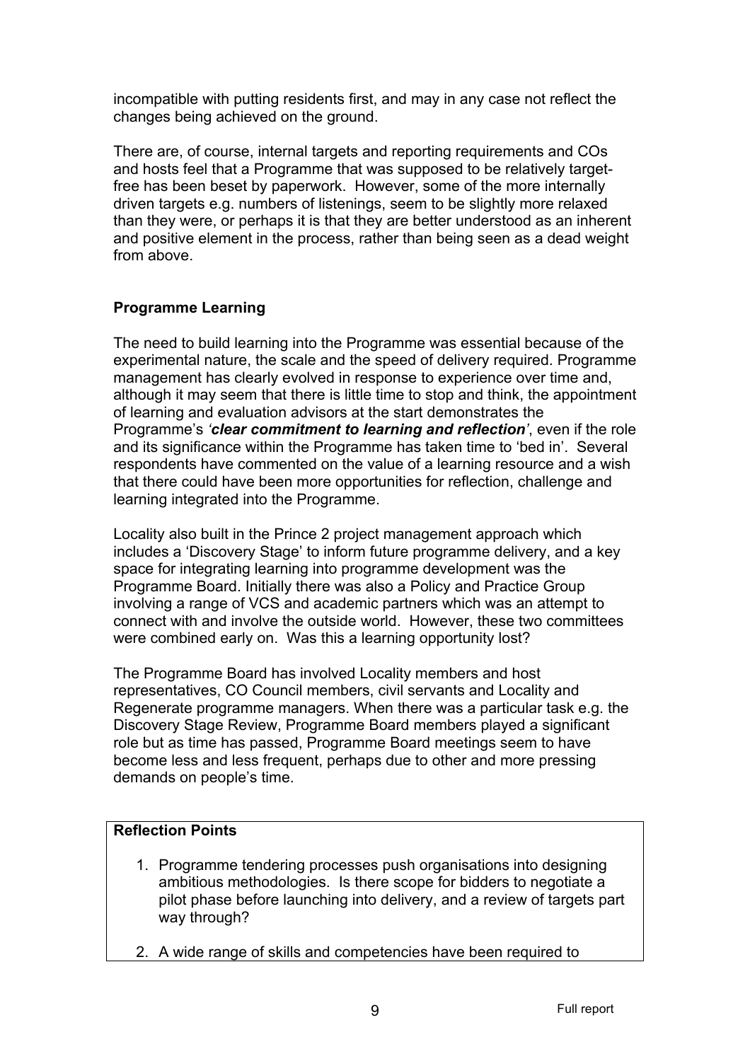incompatible with putting residents first, and may in any case not reflect the changes being achieved on the ground.

There are, of course, internal targets and reporting requirements and COs and hosts feel that a Programme that was supposed to be relatively target-free has been beset by paperwork. However, some of the more internally driven targets e.g. numbers of listenings, seem to be slightly more relaxed than they were, or perhaps it is that they are better understood as an inherent and positive element in the process, rather than being seen as a dead weight from above.

**Programme Learning**

The need to build learning into the Programme was essential because of the experimental nature, the scale and the speed of delivery required. Programme management has clearly evolved in response to experience over time and, although it may seem that there is little time to stop and think, the appointment of learning and evaluation advisors at the start demonstrates the Programme's *'**clear commitment to learning and reflection**'*, even if the role and its significance within the Programme has taken time to 'bed in'. Several respondents have commented on the value of a learning resource and a wish that there could have been more opportunities for reflection, challenge and learning integrated into the Programme.

Locality also built in the Prince 2 project management approach which includes a 'Discovery Stage' to inform future programme delivery, and a key space for integrating learning into programme development was the Programme Board. Initially there was also a Policy and Practice Group involving a range of VCS and academic partners which was an attempt to connect with and involve the outside world. However, these two committees were combined early on. Was this a learning opportunity lost?

The Programme Board has involved Locality members and host representatives, CO Council members, civil servants and Locality and Regenerate programme managers. When there was a particular task e.g. the Discovery Stage Review, Programme Board members played a significant role but as time has passed, Programme Board meetings seem to have become less and less frequent, perhaps due to other and more pressing demands on people's time.

**Reflection Points**

1. Programme tendering processes push organisations into designing ambitious methodologies. Is there scope for bidders to negotiate a pilot phase before launching into delivery, and a review of targets part way through?
2. A wide range of skills and competencies have been required to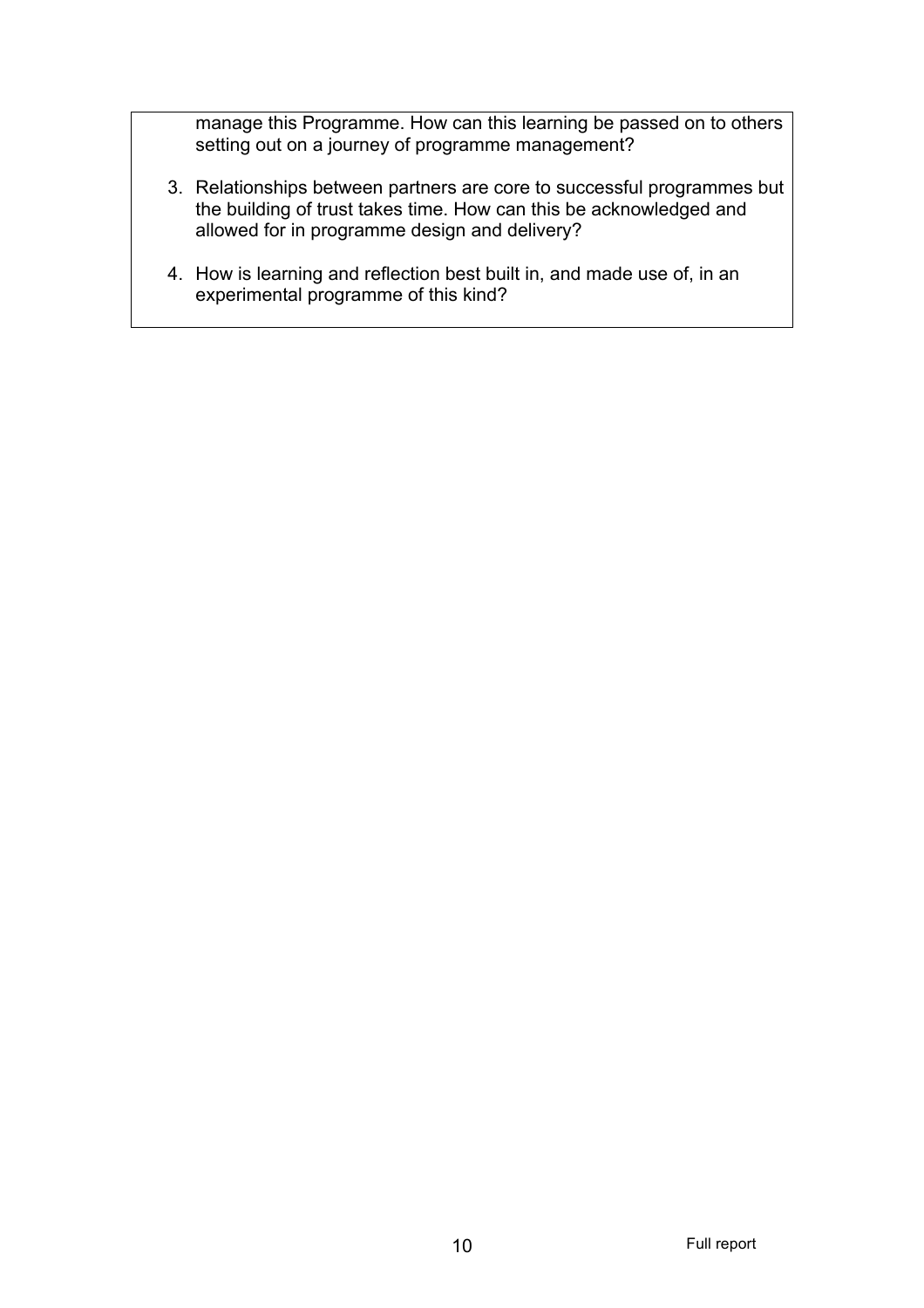manage this Programme. How can this learning be passed on to others setting out on a journey of programme management?

3. Relationships between partners are core to successful programmes but the building of trust takes time. How can this be acknowledged and allowed for in programme design and delivery?

4. How is learning and reflection best built in, and made use of, in an experimental programme of this kind?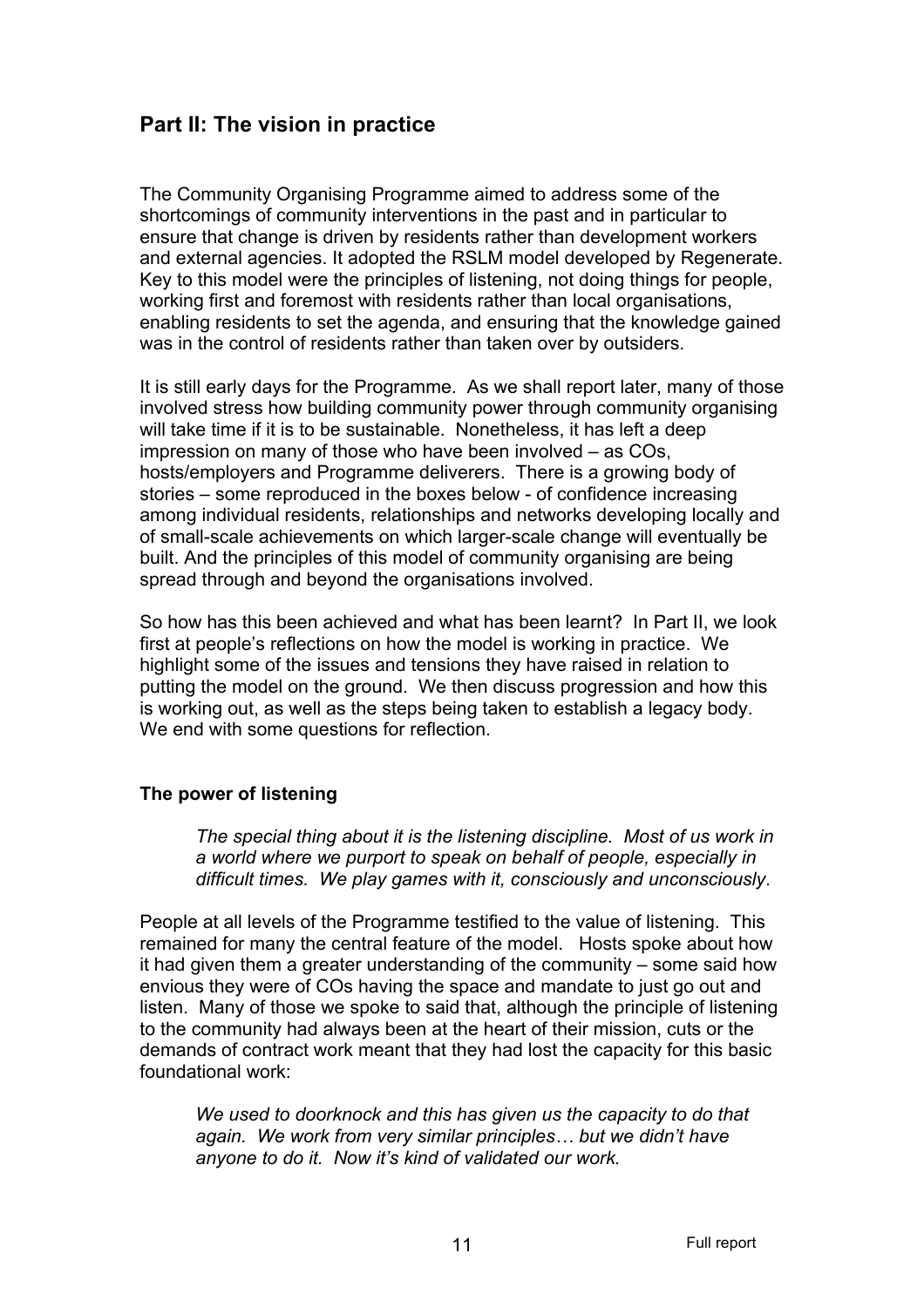## Part II: The vision in practice

The Community Organising Programme aimed to address some of the shortcomings of community interventions in the past and in particular to ensure that change is driven by residents rather than development workers and external agencies. It adopted the RSLM model developed by Regenerate. Key to this model were the principles of listening, not doing things for people, working first and foremost with residents rather than local organisations, enabling residents to set the agenda, and ensuring that the knowledge gained was in the control of residents rather than taken over by outsiders.

It is still early days for the Programme. As we shall report later, many of those involved stress how building community power through community organising will take time if it is to be sustainable. Nonetheless, it has left a deep impression on many of those who have been involved – as COs, hosts/employers and Programme deliverers. There is a growing body of stories – some reproduced in the boxes below - of confidence increasing among individual residents, relationships and networks developing locally and of small-scale achievements on which larger-scale change will eventually be built. And the principles of this model of community organising are being spread through and beyond the organisations involved.

So how has this been achieved and what has been learnt? In Part II, we look first at people's reflections on how the model is working in practice. We highlight some of the issues and tensions they have raised in relation to putting the model on the ground. We then discuss progression and how this is working out, as well as the steps being taken to establish a legacy body. We end with some questions for reflection.

### The power of listening

> *The special thing about it is the listening discipline. Most of us work in a world where we purport to speak on behalf of people, especially in difficult times. We play games with it, consciously and unconsciously.*

People at all levels of the Programme testified to the value of listening. This remained for many the central feature of the model. Hosts spoke about how it had given them a greater understanding of the community – some said how envious they were of COs having the space and mandate to just go out and listen. Many of those we spoke to said that, although the principle of listening to the community had always been at the heart of their mission, cuts or the demands of contract work meant that they had lost the capacity for this basic foundational work:

> *We used to doorknock and this has given us the capacity to do that again. We work from very similar principles… but we didn't have anyone to do it. Now it's kind of validated our work.*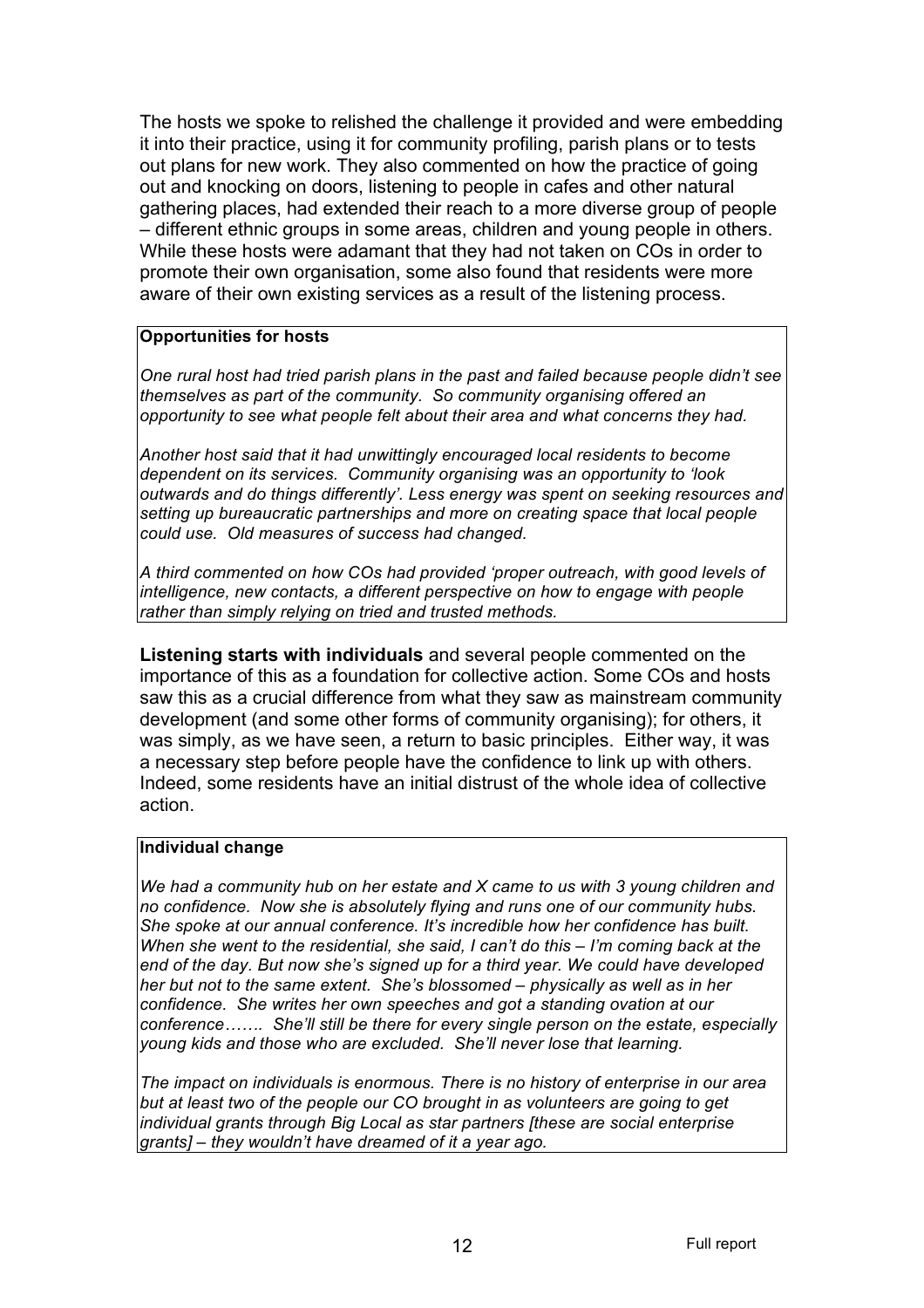The hosts we spoke to relished the challenge it provided and were embedding it into their practice, using it for community profiling, parish plans or to tests out plans for new work. They also commented on how the practice of going out and knocking on doors, listening to people in cafes and other natural gathering places, had extended their reach to a more diverse group of people – different ethnic groups in some areas, children and young people in others. While these hosts were adamant that they had not taken on COs in order to promote their own organisation, some also found that residents were more aware of their own existing services as a result of the listening process.

> **Opportunities for hosts**
>
> *One rural host had tried parish plans in the past and failed because people didn't see themselves as part of the community. So community organising offered an opportunity to see what people felt about their area and what concerns they had.*
>
> *Another host said that it had unwittingly encouraged local residents to become dependent on its services. Community organising was an opportunity to 'look outwards and do things differently'. Less energy was spent on seeking resources and setting up bureaucratic partnerships and more on creating space that local people could use. Old measures of success had changed.*
>
> *A third commented on how COs had provided 'proper outreach, with good levels of intelligence, new contacts, a different perspective on how to engage with people rather than simply relying on tried and trusted methods.*

**Listening starts with individuals** and several people commented on the importance of this as a foundation for collective action. Some COs and hosts saw this as a crucial difference from what they saw as mainstream community development (and some other forms of community organising); for others, it was simply, as we have seen, a return to basic principles. Either way, it was a necessary step before people have the confidence to link up with others. Indeed, some residents have an initial distrust of the whole idea of collective action.

> **Individual change**
>
> *We had a community hub on her estate and X came to us with 3 young children and no confidence. Now she is absolutely flying and runs one of our community hubs. She spoke at our annual conference. It's incredible how her confidence has built. When she went to the residential, she said, I can't do this – I'm coming back at the end of the day. But now she's signed up for a third year. We could have developed her but not to the same extent. She's blossomed – physically as well as in her confidence. She writes her own speeches and got a standing ovation at our conference……. She'll still be there for every single person on the estate, especially young kids and those who are excluded. She'll never lose that learning.*
>
> *The impact on individuals is enormous. There is no history of enterprise in our area but at least two of the people our CO brought in as volunteers are going to get individual grants through Big Local as star partners [these are social enterprise grants] – they wouldn't have dreamed of it a year ago.*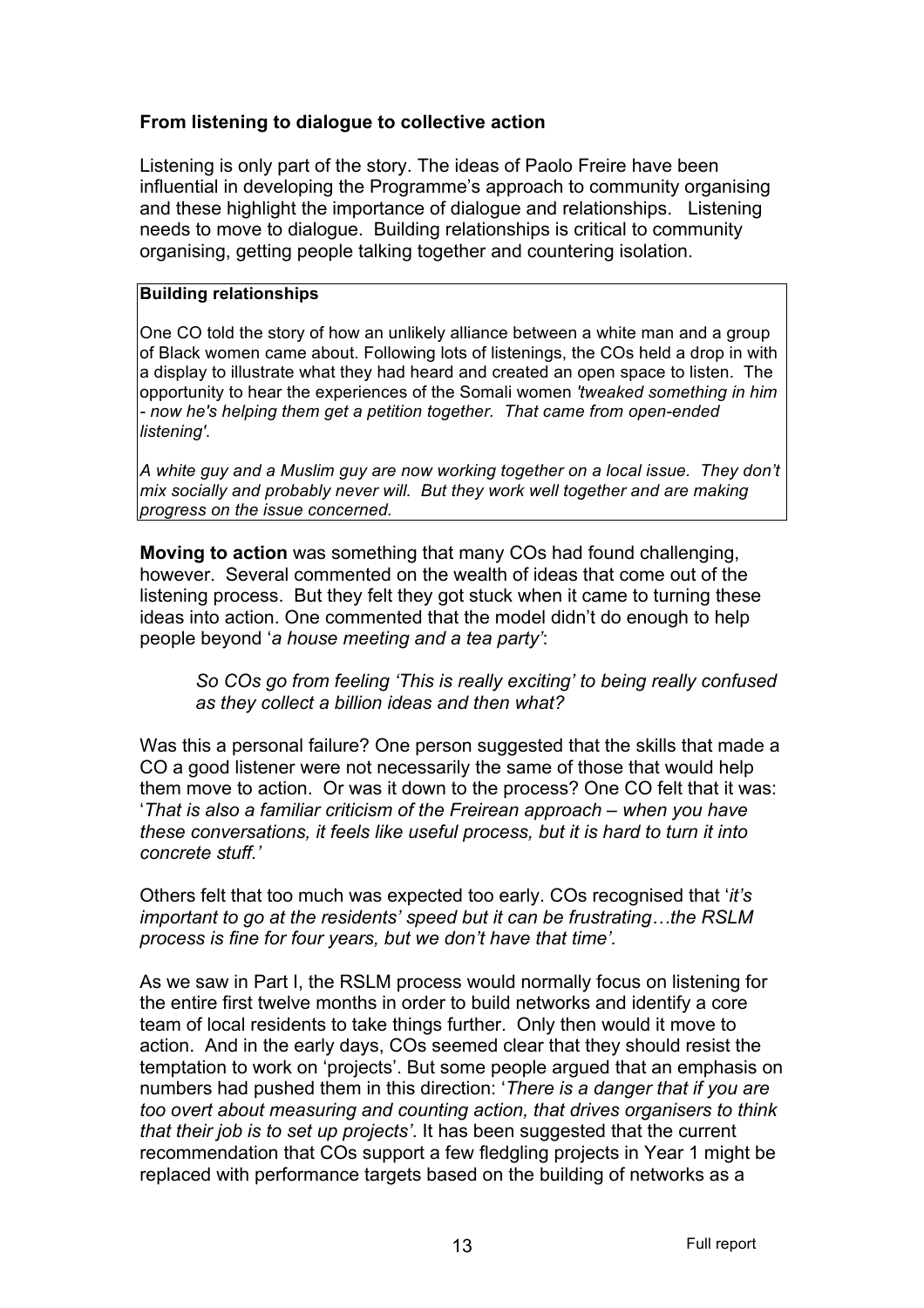### From listening to dialogue to collective action

Listening is only part of the story. The ideas of Paolo Freire have been influential in developing the Programme's approach to community organising and these highlight the importance of dialogue and relationships. Listening needs to move to dialogue. Building relationships is critical to community organising, getting people talking together and countering isolation.

> **Building relationships**
>
> One CO told the story of how an unlikely alliance between a white man and a group of Black women came about. Following lots of listenings, the COs held a drop in with a display to illustrate what they had heard and created an open space to listen. The opportunity to hear the experiences of the Somali women *'tweaked something in him - now he's helping them get a petition together. That came from open-ended listening'*.
>
> *A white guy and a Muslim guy are now working together on a local issue. They don't mix socially and probably never will. But they work well together and are making progress on the issue concerned.*

**Moving to action** was something that many COs had found challenging, however. Several commented on the wealth of ideas that come out of the listening process. But they felt they got stuck when it came to turning these ideas into action. One commented that the model didn't do enough to help people beyond '*a house meeting and a tea party'*:

> *So COs go from feeling 'This is really exciting' to being really confused as they collect a billion ideas and then what?*

Was this a personal failure? One person suggested that the skills that made a CO a good listener were not necessarily the same of those that would help them move to action. Or was it down to the process? One CO felt that it was: '*That is also a familiar criticism of the Freirean approach – when you have these conversations, it feels like useful process, but it is hard to turn it into concrete stuff.'*

Others felt that too much was expected too early. COs recognised that '*it's important to go at the residents' speed but it can be frustrating…the RSLM process is fine for four years, but we don't have that time'.*

As we saw in Part I, the RSLM process would normally focus on listening for the entire first twelve months in order to build networks and identify a core team of local residents to take things further. Only then would it move to action. And in the early days, COs seemed clear that they should resist the temptation to work on 'projects'. But some people argued that an emphasis on numbers had pushed them in this direction: '*There is a danger that if you are too overt about measuring and counting action, that drives organisers to think that their job is to set up projects'*. It has been suggested that the current recommendation that COs support a few fledgling projects in Year 1 might be replaced with performance targets based on the building of networks as a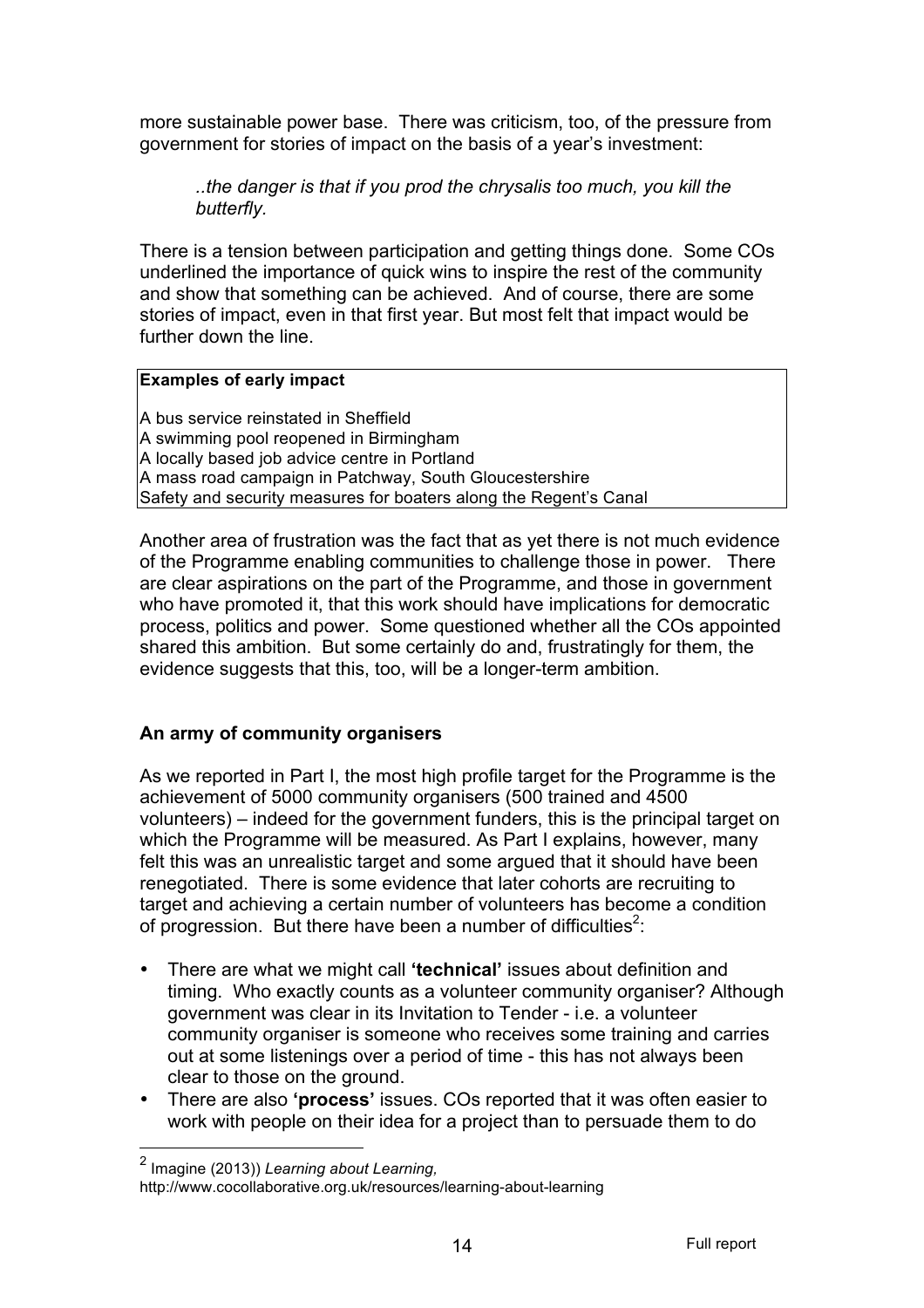more sustainable power base. There was criticism, too, of the pressure from government for stories of impact on the basis of a year's investment:

> *..the danger is that if you prod the chrysalis too much, you kill the butterfly.*

There is a tension between participation and getting things done. Some COs underlined the importance of quick wins to inspire the rest of the community and show that something can be achieved. And of course, there are some stories of impact, even in that first year. But most felt that impact would be further down the line.

| **Examples of early impact** |
| --- |
| A bus service reinstated in Sheffield<br>A swimming pool reopened in Birmingham<br>A locally based job advice centre in Portland<br>A mass road campaign in Patchway, South Gloucestershire<br>Safety and security measures for boaters along the Regent's Canal |

Another area of frustration was the fact that as yet there is not much evidence of the Programme enabling communities to challenge those in power. There are clear aspirations on the part of the Programme, and those in government who have promoted it, that this work should have implications for democratic process, politics and power. Some questioned whether all the COs appointed shared this ambition. But some certainly do and, frustratingly for them, the evidence suggests that this, too, will be a longer-term ambition.

### An army of community organisers

As we reported in Part I, the most high profile target for the Programme is the achievement of 5000 community organisers (500 trained and 4500 volunteers) – indeed for the government funders, this is the principal target on which the Programme will be measured. As Part I explains, however, many felt this was an unrealistic target and some argued that it should have been renegotiated. There is some evidence that later cohorts are recruiting to target and achieving a certain number of volunteers has become a condition of progression. But there have been a number of difficulties[2]:

- There are what we might call **'technical'** issues about definition and timing. Who exactly counts as a volunteer community organiser? Although government was clear in its Invitation to Tender - i.e. a volunteer community organiser is someone who receives some training and carries out at some listenings over a period of time - this has not always been clear to those on the ground.
- There are also **'process'** issues. COs reported that it was often easier to work with people on their idea for a project than to persuade them to do

[2] Imagine (2013)) *Learning about Learning,* http://www.cocollaborative.org.uk/resources/learning-about-learning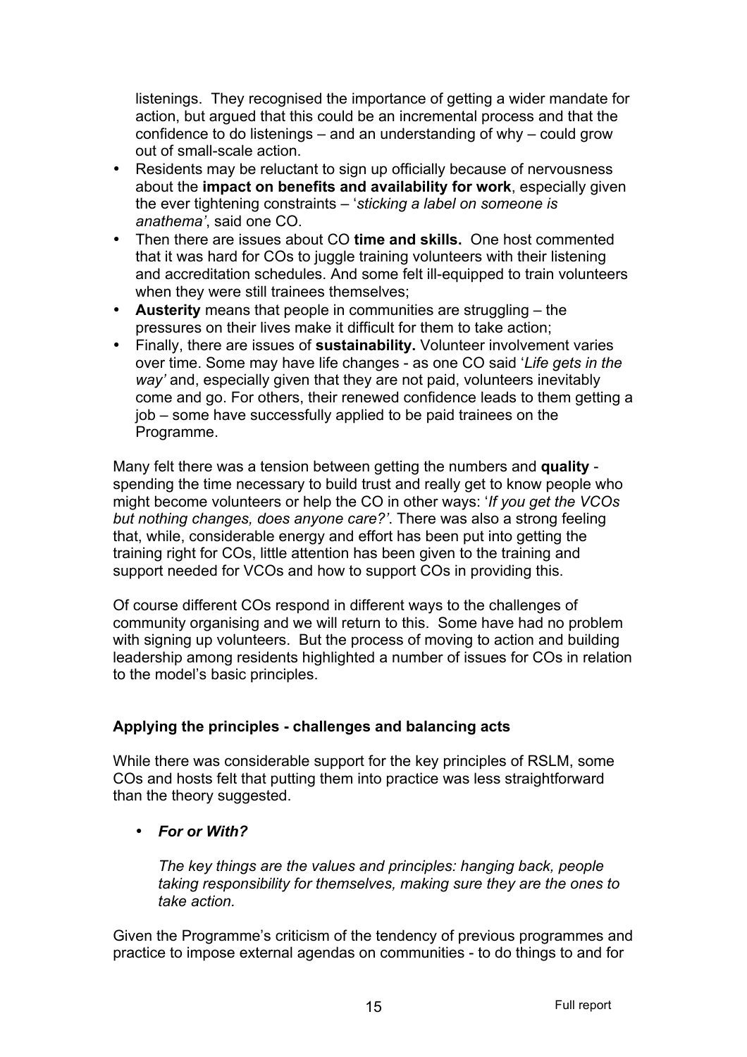listenings. They recognised the importance of getting a wider mandate for action, but argued that this could be an incremental process and that the confidence to do listenings – and an understanding of why – could grow out of small-scale action.

- Residents may be reluctant to sign up officially because of nervousness about the **impact on benefits and availability for work**, especially given the ever tightening constraints – '*sticking a label on someone is anathema'*, said one CO.
- Then there are issues about CO **time and skills.** One host commented that it was hard for COs to juggle training volunteers with their listening and accreditation schedules. And some felt ill-equipped to train volunteers when they were still trainees themselves;
- **Austerity** means that people in communities are struggling – the pressures on their lives make it difficult for them to take action;
- Finally, there are issues of **sustainability.** Volunteer involvement varies over time. Some may have life changes - as one CO said '*Life gets in the way'* and, especially given that they are not paid, volunteers inevitably come and go. For others, their renewed confidence leads to them getting a job – some have successfully applied to be paid trainees on the Programme.

Many felt there was a tension between getting the numbers and **quality** - spending the time necessary to build trust and really get to know people who might become volunteers or help the CO in other ways: '*If you get the VCOs but nothing changes, does anyone care?'*. There was also a strong feeling that, while, considerable energy and effort has been put into getting the training right for COs, little attention has been given to the training and support needed for VCOs and how to support COs in providing this.

Of course different COs respond in different ways to the challenges of community organising and we will return to this. Some have had no problem with signing up volunteers. But the process of moving to action and building leadership among residents highlighted a number of issues for COs in relation to the model's basic principles.

### Applying the principles - challenges and balancing acts

While there was considerable support for the key principles of RSLM, some COs and hosts felt that putting them into practice was less straightforward than the theory suggested.

- ***For or With?***

  *The key things are the values and principles: hanging back, people taking responsibility for themselves, making sure they are the ones to take action.*

Given the Programme's criticism of the tendency of previous programmes and practice to impose external agendas on communities - to do things to and for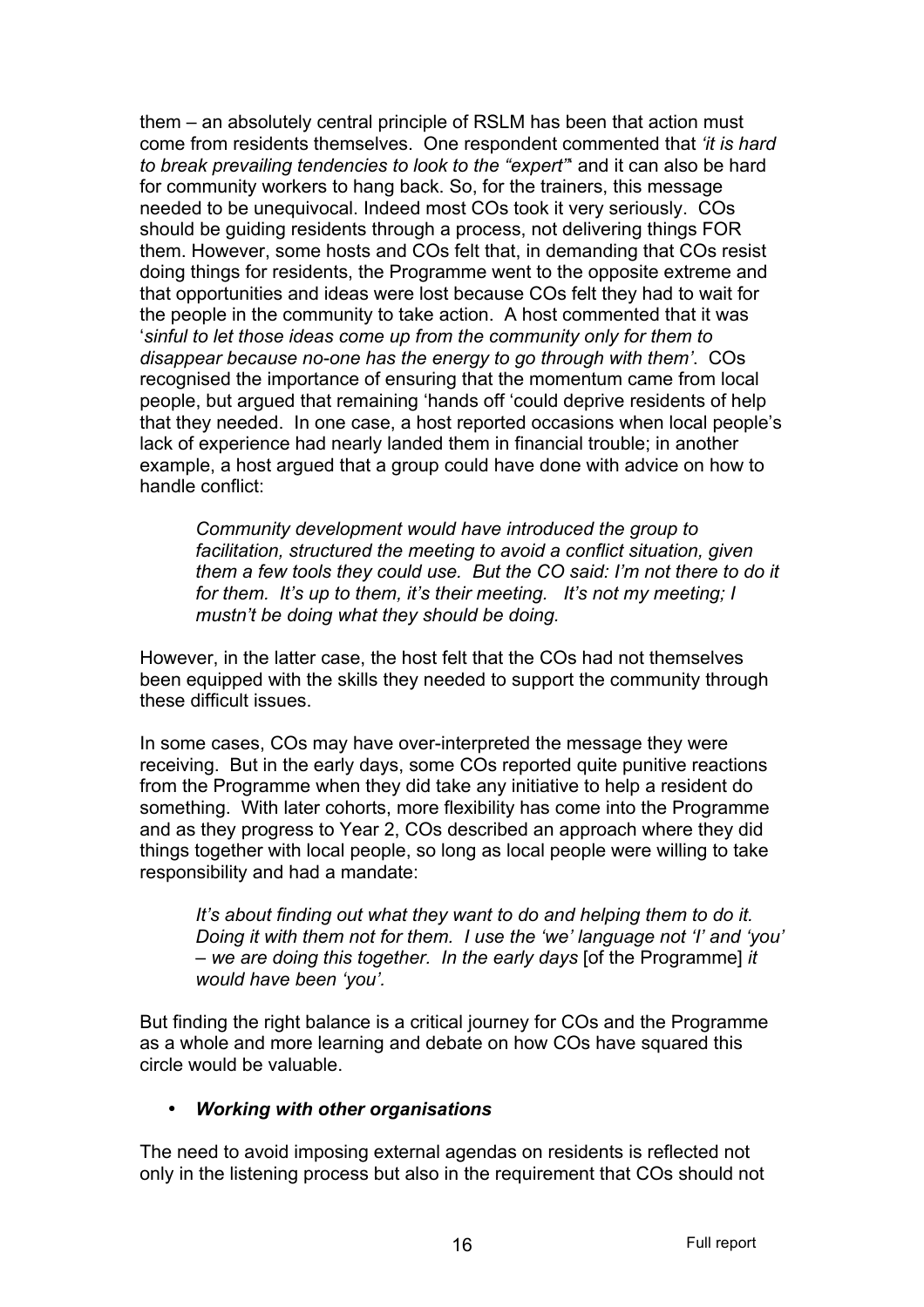them – an absolutely central principle of RSLM has been that action must come from residents themselves. One respondent commented that *'it is hard to break prevailing tendencies to look to the "expert"'* and it can also be hard for community workers to hang back. So, for the trainers, this message needed to be unequivocal. Indeed most COs took it very seriously. COs should be guiding residents through a process, not delivering things FOR them. However, some hosts and COs felt that, in demanding that COs resist doing things for residents, the Programme went to the opposite extreme and that opportunities and ideas were lost because COs felt they had to wait for the people in the community to take action. A host commented that it was '*sinful to let those ideas come up from the community only for them to disappear because no-one has the energy to go through with them'*. COs recognised the importance of ensuring that the momentum came from local people, but argued that remaining 'hands off 'could deprive residents of help that they needed. In one case, a host reported occasions when local people's lack of experience had nearly landed them in financial trouble; in another example, a host argued that a group could have done with advice on how to handle conflict:

> *Community development would have introduced the group to facilitation, structured the meeting to avoid a conflict situation, given them a few tools they could use. But the CO said: I'm not there to do it for them. It's up to them, it's their meeting. It's not my meeting; I mustn't be doing what they should be doing.*

However, in the latter case, the host felt that the COs had not themselves been equipped with the skills they needed to support the community through these difficult issues.

In some cases, COs may have over-interpreted the message they were receiving. But in the early days, some COs reported quite punitive reactions from the Programme when they did take any initiative to help a resident do something. With later cohorts, more flexibility has come into the Programme and as they progress to Year 2, COs described an approach where they did things together with local people, so long as local people were willing to take responsibility and had a mandate:

> *It's about finding out what they want to do and helping them to do it. Doing it with them not for them. I use the 'we' language not 'I' and 'you' – we are doing this together. In the early days* [of the Programme] *it would have been 'you'.*

But finding the right balance is a critical journey for COs and the Programme as a whole and more learning and debate on how COs have squared this circle would be valuable.

- ***Working with other organisations***

The need to avoid imposing external agendas on residents is reflected not only in the listening process but also in the requirement that COs should not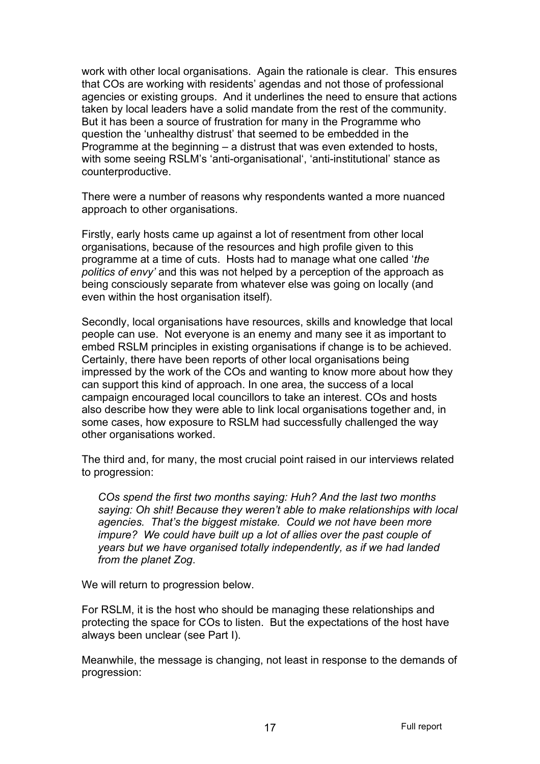work with other local organisations. Again the rationale is clear. This ensures that COs are working with residents' agendas and not those of professional agencies or existing groups. And it underlines the need to ensure that actions taken by local leaders have a solid mandate from the rest of the community. But it has been a source of frustration for many in the Programme who question the 'unhealthy distrust' that seemed to be embedded in the Programme at the beginning – a distrust that was even extended to hosts, with some seeing RSLM's 'anti-organisational', 'anti-institutional' stance as counterproductive.

There were a number of reasons why respondents wanted a more nuanced approach to other organisations.

Firstly, early hosts came up against a lot of resentment from other local organisations, because of the resources and high profile given to this programme at a time of cuts. Hosts had to manage what one called '*the politics of envy'* and this was not helped by a perception of the approach as being consciously separate from whatever else was going on locally (and even within the host organisation itself).

Secondly, local organisations have resources, skills and knowledge that local people can use. Not everyone is an enemy and many see it as important to embed RSLM principles in existing organisations if change is to be achieved. Certainly, there have been reports of other local organisations being impressed by the work of the COs and wanting to know more about how they can support this kind of approach. In one area, the success of a local campaign encouraged local councillors to take an interest. COs and hosts also describe how they were able to link local organisations together and, in some cases, how exposure to RSLM had successfully challenged the way other organisations worked.

The third and, for many, the most crucial point raised in our interviews related to progression:

> *COs spend the first two months saying: Huh? And the last two months saying: Oh shit! Because they weren't able to make relationships with local agencies. That's the biggest mistake. Could we not have been more impure? We could have built up a lot of allies over the past couple of years but we have organised totally independently, as if we had landed from the planet Zog*.

We will return to progression below.

For RSLM, it is the host who should be managing these relationships and protecting the space for COs to listen. But the expectations of the host have always been unclear (see Part I).

Meanwhile, the message is changing, not least in response to the demands of progression: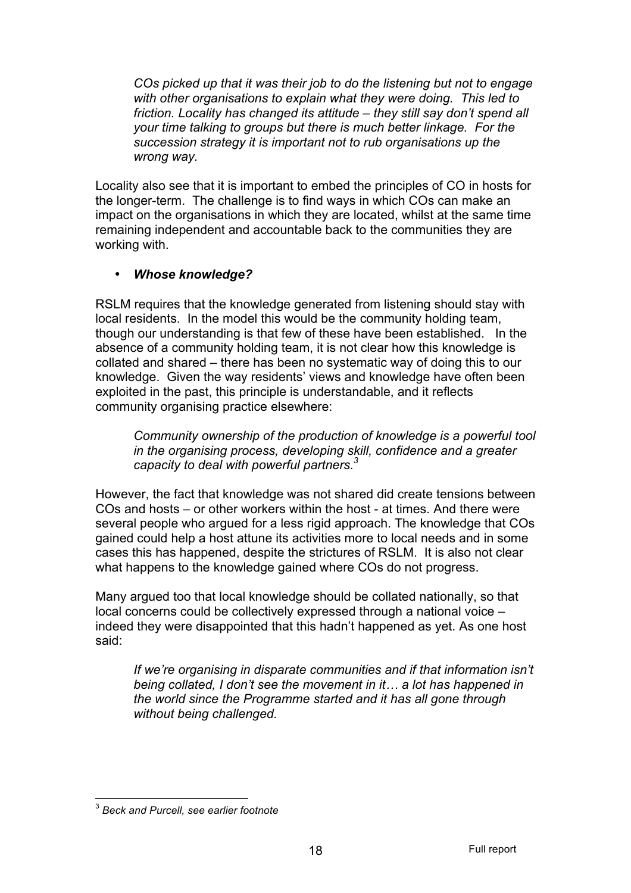*COs picked up that it was their job to do the listening but not to engage with other organisations to explain what they were doing. This led to friction. Locality has changed its attitude – they still say don't spend all your time talking to groups but there is much better linkage. For the succession strategy it is important not to rub organisations up the wrong way.*

Locality also see that it is important to embed the principles of CO in hosts for the longer-term. The challenge is to find ways in which COs can make an impact on the organisations in which they are located, whilst at the same time remaining independent and accountable back to the communities they are working with.

- ***Whose knowledge?***

RSLM requires that the knowledge generated from listening should stay with local residents. In the model this would be the community holding team, though our understanding is that few of these have been established. In the absence of a community holding team, it is not clear how this knowledge is collated and shared – there has been no systematic way of doing this to our knowledge. Given the way residents' views and knowledge have often been exploited in the past, this principle is understandable, and it reflects community organising practice elsewhere:

*Community ownership of the production of knowledge is a powerful tool in the organising process, developing skill, confidence and a greater capacity to deal with powerful partners.*[3]

However, the fact that knowledge was not shared did create tensions between COs and hosts – or other workers within the host - at times. And there were several people who argued for a less rigid approach. The knowledge that COs gained could help a host attune its activities more to local needs and in some cases this has happened, despite the strictures of RSLM. It is also not clear what happens to the knowledge gained where COs do not progress.

Many argued too that local knowledge should be collated nationally, so that local concerns could be collectively expressed through a national voice – indeed they were disappointed that this hadn't happened as yet. As one host said:

*If we're organising in disparate communities and if that information isn't being collated, I don't see the movement in it… a lot has happened in the world since the Programme started and it has all gone through without being challenged.*

---

[3] *Beck and Purcell, see earlier footnote*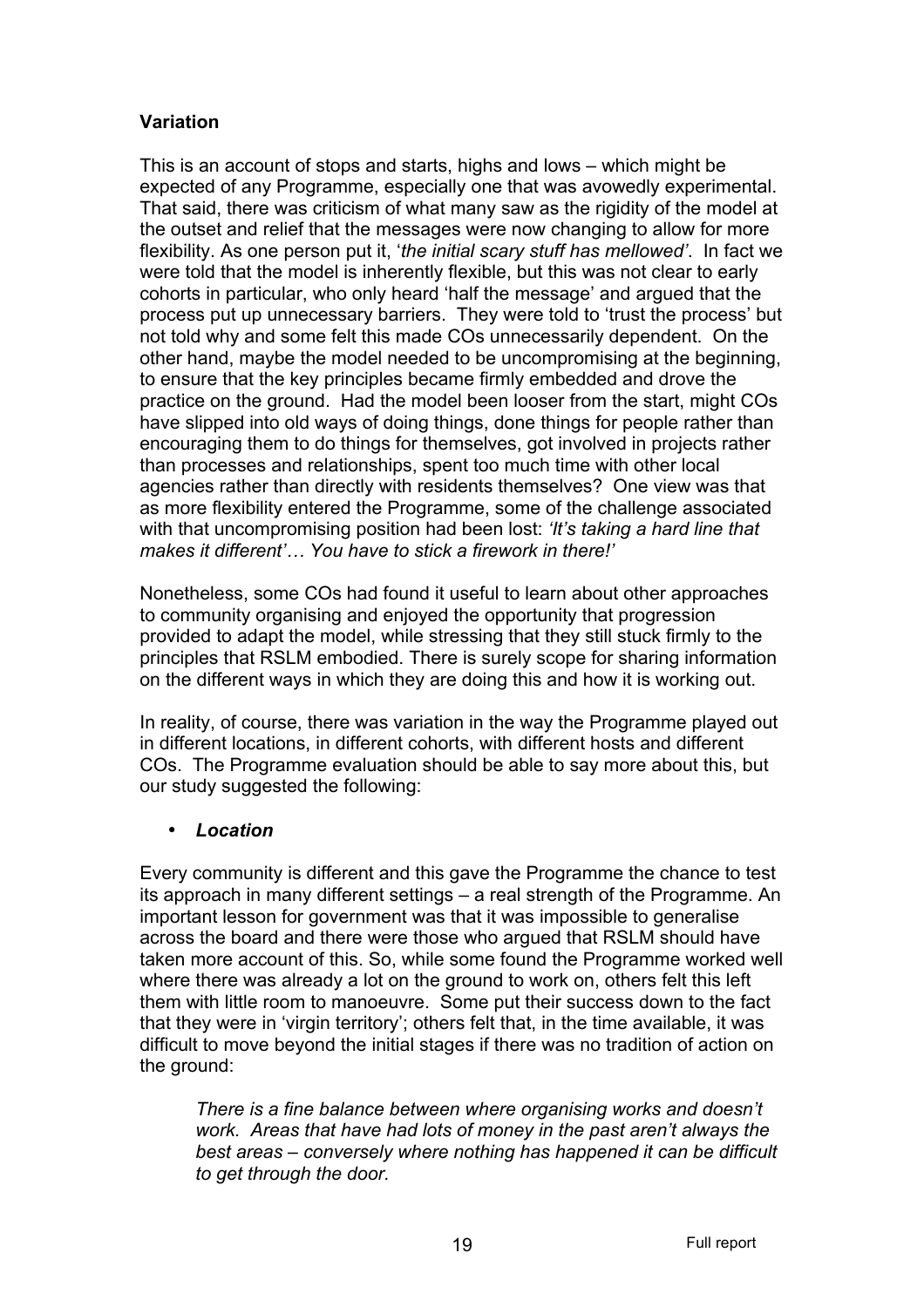**Variation**

This is an account of stops and starts, highs and lows – which might be expected of any Programme, especially one that was avowedly experimental. That said, there was criticism of what many saw as the rigidity of the model at the outset and relief that the messages were now changing to allow for more flexibility. As one person put it, '*the initial scary stuff has mellowed'*. In fact we were told that the model is inherently flexible, but this was not clear to early cohorts in particular, who only heard 'half the message' and argued that the process put up unnecessary barriers. They were told to 'trust the process' but not told why and some felt this made COs unnecessarily dependent. On the other hand, maybe the model needed to be uncompromising at the beginning, to ensure that the key principles became firmly embedded and drove the practice on the ground. Had the model been looser from the start, might COs have slipped into old ways of doing things, done things for people rather than encouraging them to do things for themselves, got involved in projects rather than processes and relationships, spent too much time with other local agencies rather than directly with residents themselves? One view was that as more flexibility entered the Programme, some of the challenge associated with that uncompromising position had been lost: *'It's taking a hard line that makes it different'… You have to stick a firework in there!'*

Nonetheless, some COs had found it useful to learn about other approaches to community organising and enjoyed the opportunity that progression provided to adapt the model, while stressing that they still stuck firmly to the principles that RSLM embodied. There is surely scope for sharing information on the different ways in which they are doing this and how it is working out.

In reality, of course, there was variation in the way the Programme played out in different locations, in different cohorts, with different hosts and different COs. The Programme evaluation should be able to say more about this, but our study suggested the following:

- ***Location***

Every community is different and this gave the Programme the chance to test its approach in many different settings – a real strength of the Programme. An important lesson for government was that it was impossible to generalise across the board and there were those who argued that RSLM should have taken more account of this. So, while some found the Programme worked well where there was already a lot on the ground to work on, others felt this left them with little room to manoeuvre. Some put their success down to the fact that they were in 'virgin territory'; others felt that, in the time available, it was difficult to move beyond the initial stages if there was no tradition of action on the ground:

> *There is a fine balance between where organising works and doesn't work. Areas that have had lots of money in the past aren't always the best areas – conversely where nothing has happened it can be difficult to get through the door.*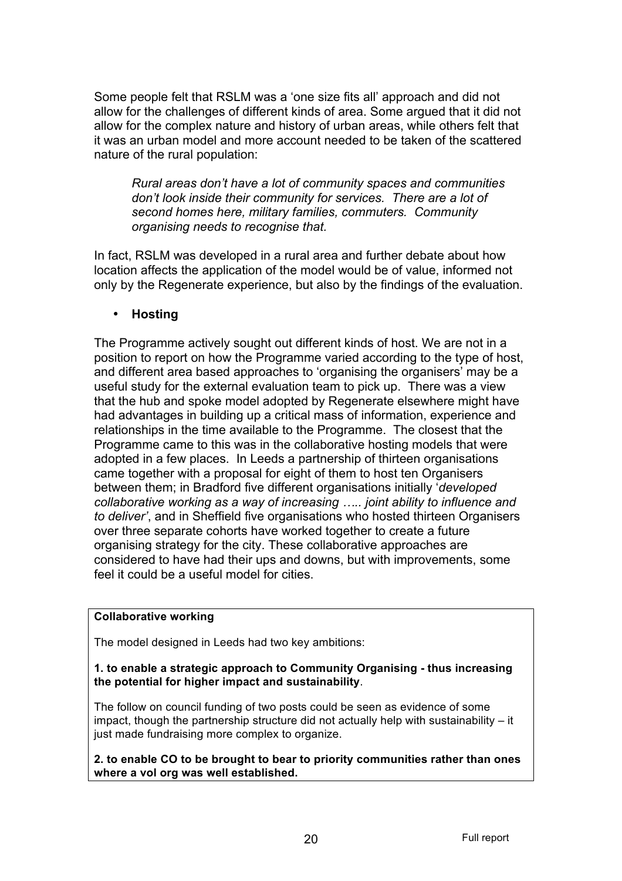Some people felt that RSLM was a 'one size fits all' approach and did not allow for the challenges of different kinds of area. Some argued that it did not allow for the complex nature and history of urban areas, while others felt that it was an urban model and more account needed to be taken of the scattered nature of the rural population:

> *Rural areas don't have a lot of community spaces and communities don't look inside their community for services. There are a lot of second homes here, military families, commuters. Community organising needs to recognise that.*

In fact, RSLM was developed in a rural area and further debate about how location affects the application of the model would be of value, informed not only by the Regenerate experience, but also by the findings of the evaluation.

- **Hosting**

The Programme actively sought out different kinds of host. We are not in a position to report on how the Programme varied according to the type of host, and different area based approaches to 'organising the organisers' may be a useful study for the external evaluation team to pick up. There was a view that the hub and spoke model adopted by Regenerate elsewhere might have had advantages in building up a critical mass of information, experience and relationships in the time available to the Programme. The closest that the Programme came to this was in the collaborative hosting models that were adopted in a few places. In Leeds a partnership of thirteen organisations came together with a proposal for eight of them to host ten Organisers between them; in Bradford five different organisations initially '*developed collaborative working as a way of increasing ….. joint ability to influence and to deliver'*, and in Sheffield five organisations who hosted thirteen Organisers over three separate cohorts have worked together to create a future organising strategy for the city. These collaborative approaches are considered to have had their ups and downs, but with improvements, some feel it could be a useful model for cities.

**Collaborative working**

The model designed in Leeds had two key ambitions:

**1. to enable a strategic approach to Community Organising - thus increasing the potential for higher impact and sustainability**.

The follow on council funding of two posts could be seen as evidence of some impact, though the partnership structure did not actually help with sustainability – it just made fundraising more complex to organize.

**2. to enable CO to be brought to bear to priority communities rather than ones where a vol org was well established.**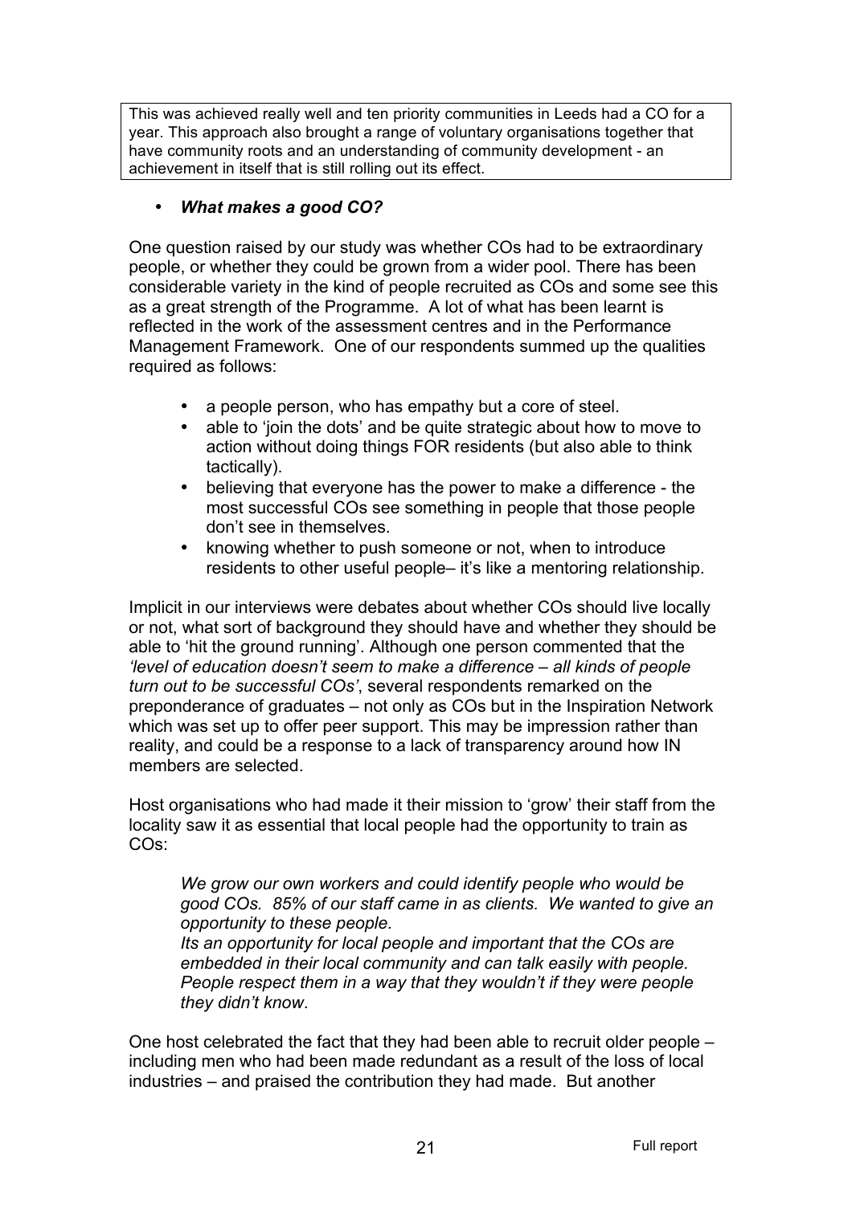This was achieved really well and ten priority communities in Leeds had a CO for a year. This approach also brought a range of voluntary organisations together that have community roots and an understanding of community development - an achievement in itself that is still rolling out its effect.

- ***What makes a good CO?***

One question raised by our study was whether COs had to be extraordinary people, or whether they could be grown from a wider pool. There has been considerable variety in the kind of people recruited as COs and some see this as a great strength of the Programme. A lot of what has been learnt is reflected in the work of the assessment centres and in the Performance Management Framework. One of our respondents summed up the qualities required as follows:

- a people person, who has empathy but a core of steel.
- able to 'join the dots' and be quite strategic about how to move to action without doing things FOR residents (but also able to think tactically).
- believing that everyone has the power to make a difference - the most successful COs see something in people that those people don't see in themselves.
- knowing whether to push someone or not, when to introduce residents to other useful people– it's like a mentoring relationship.

Implicit in our interviews were debates about whether COs should live locally or not, what sort of background they should have and whether they should be able to 'hit the ground running'. Although one person commented that the *'level of education doesn't seem to make a difference – all kinds of people turn out to be successful COs'*, several respondents remarked on the preponderance of graduates – not only as COs but in the Inspiration Network which was set up to offer peer support. This may be impression rather than reality, and could be a response to a lack of transparency around how IN members are selected.

Host organisations who had made it their mission to 'grow' their staff from the locality saw it as essential that local people had the opportunity to train as COs:

> *We grow our own workers and could identify people who would be good COs. 85% of our staff came in as clients. We wanted to give an opportunity to these people.*
> *Its an opportunity for local people and important that the COs are embedded in their local community and can talk easily with people. People respect them in a way that they wouldn't if they were people they didn't know*.

One host celebrated the fact that they had been able to recruit older people – including men who had been made redundant as a result of the loss of local industries – and praised the contribution they had made. But another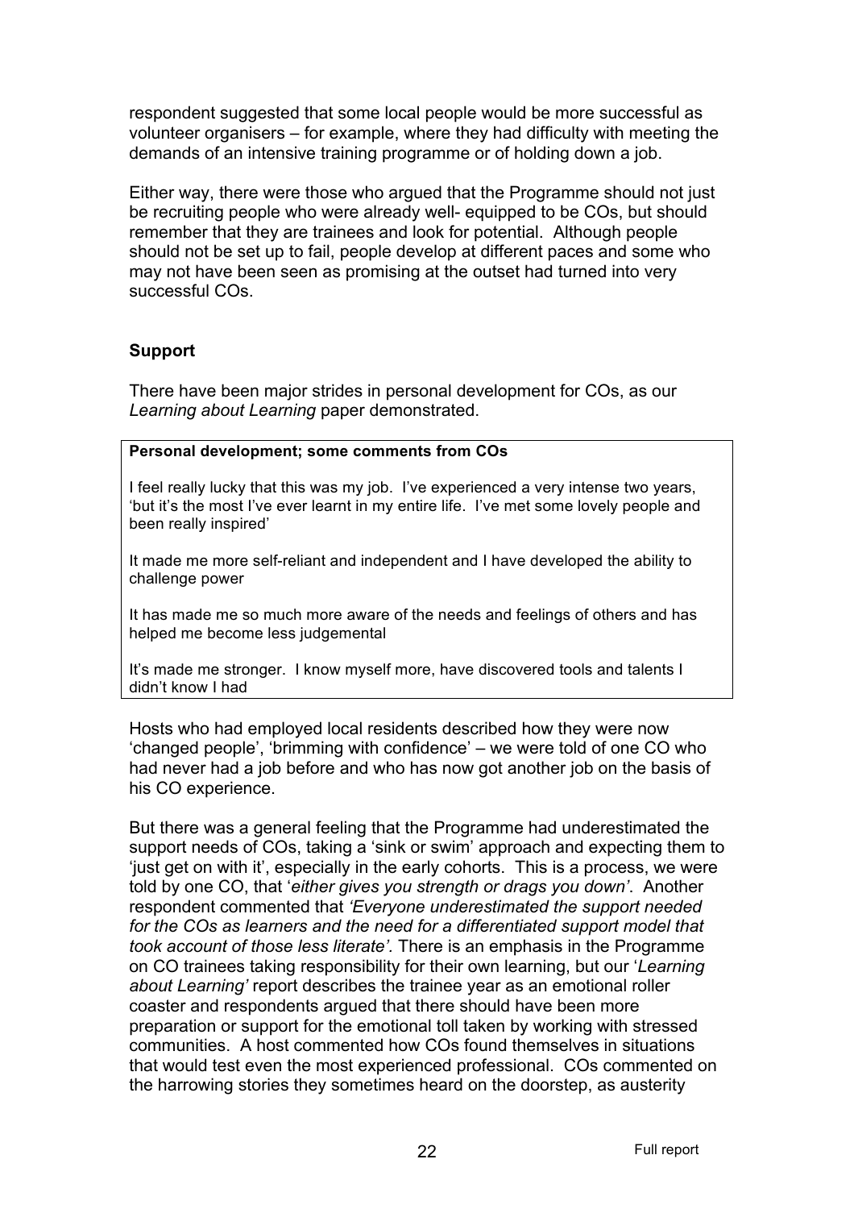respondent suggested that some local people would be more successful as volunteer organisers – for example, where they had difficulty with meeting the demands of an intensive training programme or of holding down a job.

Either way, there were those who argued that the Programme should not just be recruiting people who were already well- equipped to be COs, but should remember that they are trainees and look for potential. Although people should not be set up to fail, people develop at different paces and some who may not have been seen as promising at the outset had turned into very successful COs.

### Support

There have been major strides in personal development for COs, as our *Learning about Learning* paper demonstrated.

> **Personal development; some comments from COs**
>
> I feel really lucky that this was my job. I've experienced a very intense two years, 'but it's the most I've ever learnt in my entire life. I've met some lovely people and been really inspired'
>
> It made me more self-reliant and independent and I have developed the ability to challenge power
>
> It has made me so much more aware of the needs and feelings of others and has helped me become less judgemental
>
> It's made me stronger. I know myself more, have discovered tools and talents I didn't know I had

Hosts who had employed local residents described how they were now 'changed people', 'brimming with confidence' – we were told of one CO who had never had a job before and who has now got another job on the basis of his CO experience.

But there was a general feeling that the Programme had underestimated the support needs of COs, taking a 'sink or swim' approach and expecting them to 'just get on with it', especially in the early cohorts. This is a process, we were told by one CO, that '*either gives you strength or drags you down'*. Another respondent commented that *'Everyone underestimated the support needed for the COs as learners and the need for a differentiated support model that took account of those less literate'*. There is an emphasis in the Programme on CO trainees taking responsibility for their own learning, but our '*Learning about Learning'* report describes the trainee year as an emotional roller coaster and respondents argued that there should have been more preparation or support for the emotional toll taken by working with stressed communities. A host commented how COs found themselves in situations that would test even the most experienced professional. COs commented on the harrowing stories they sometimes heard on the doorstep, as austerity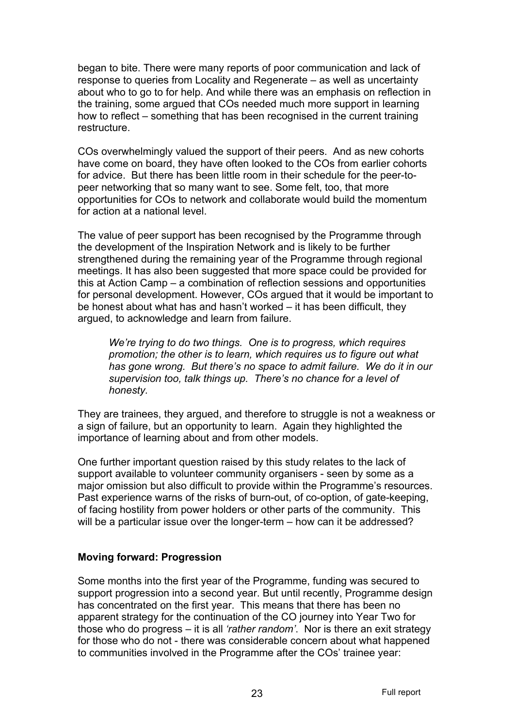began to bite. There were many reports of poor communication and lack of response to queries from Locality and Regenerate – as well as uncertainty about who to go to for help. And while there was an emphasis on reflection in the training, some argued that COs needed much more support in learning how to reflect – something that has been recognised in the current training restructure.

COs overwhelmingly valued the support of their peers. And as new cohorts have come on board, they have often looked to the COs from earlier cohorts for advice. But there has been little room in their schedule for the peer-to-peer networking that so many want to see. Some felt, too, that more opportunities for COs to network and collaborate would build the momentum for action at a national level.

The value of peer support has been recognised by the Programme through the development of the Inspiration Network and is likely to be further strengthened during the remaining year of the Programme through regional meetings. It has also been suggested that more space could be provided for this at Action Camp – a combination of reflection sessions and opportunities for personal development. However, COs argued that it would be important to be honest about what has and hasn't worked – it has been difficult, they argued, to acknowledge and learn from failure.

> *We're trying to do two things. One is to progress, which requires promotion; the other is to learn, which requires us to figure out what has gone wrong. But there's no space to admit failure. We do it in our supervision too, talk things up. There's no chance for a level of honesty.*

They are trainees, they argued, and therefore to struggle is not a weakness or a sign of failure, but an opportunity to learn. Again they highlighted the importance of learning about and from other models.

One further important question raised by this study relates to the lack of support available to volunteer community organisers - seen by some as a major omission but also difficult to provide within the Programme's resources. Past experience warns of the risks of burn-out, of co-option, of gate-keeping, of facing hostility from power holders or other parts of the community. This will be a particular issue over the longer-term – how can it be addressed?

**Moving forward: Progression**

Some months into the first year of the Programme, funding was secured to support progression into a second year. But until recently, Programme design has concentrated on the first year. This means that there has been no apparent strategy for the continuation of the CO journey into Year Two for those who do progress – it is all *'rather random'*. Nor is there an exit strategy for those who do not - there was considerable concern about what happened to communities involved in the Programme after the COs' trainee year: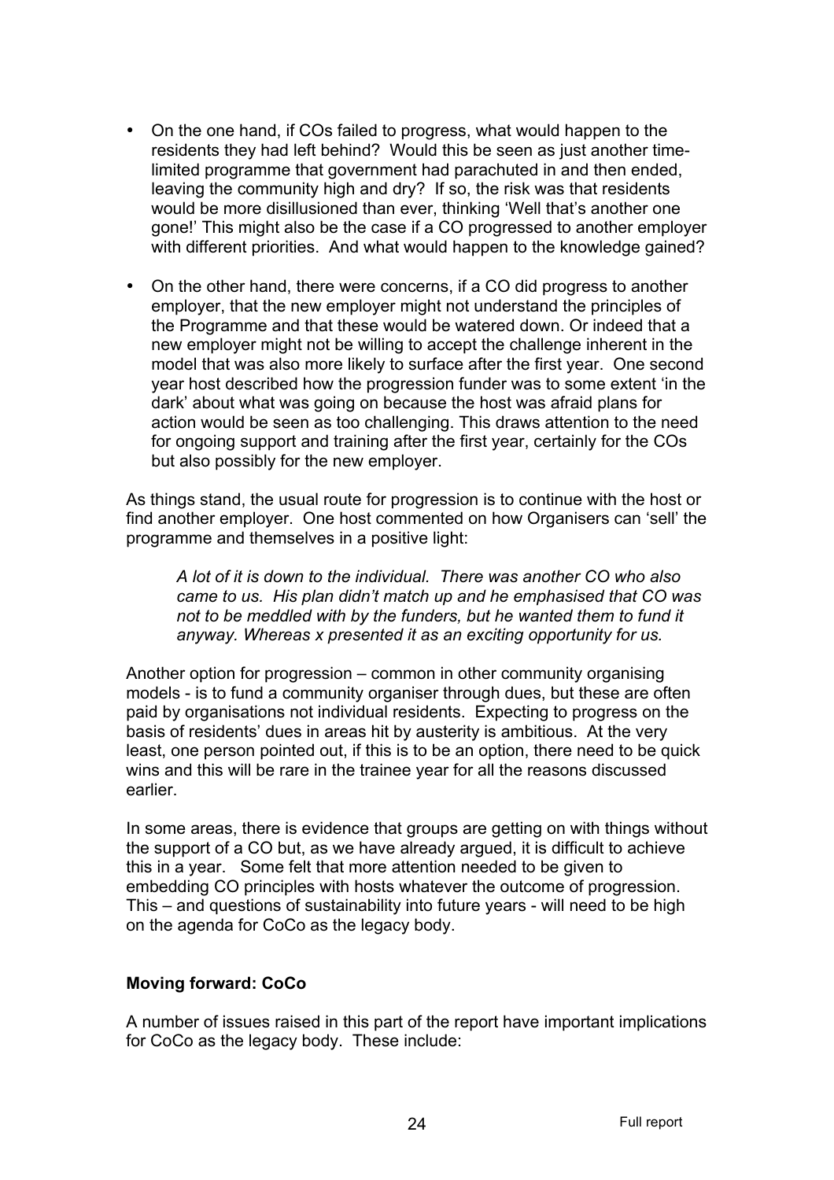- On the one hand, if COs failed to progress, what would happen to the residents they had left behind? Would this be seen as just another time-limited programme that government had parachuted in and then ended, leaving the community high and dry? If so, the risk was that residents would be more disillusioned than ever, thinking 'Well that's another one gone!' This might also be the case if a CO progressed to another employer with different priorities. And what would happen to the knowledge gained?
- On the other hand, there were concerns, if a CO did progress to another employer, that the new employer might not understand the principles of the Programme and that these would be watered down. Or indeed that a new employer might not be willing to accept the challenge inherent in the model that was also more likely to surface after the first year. One second year host described how the progression funder was to some extent 'in the dark' about what was going on because the host was afraid plans for action would be seen as too challenging. This draws attention to the need for ongoing support and training after the first year, certainly for the COs but also possibly for the new employer.

As things stand, the usual route for progression is to continue with the host or find another employer. One host commented on how Organisers can 'sell' the programme and themselves in a positive light:

> *A lot of it is down to the individual. There was another CO who also came to us. His plan didn't match up and he emphasised that CO was not to be meddled with by the funders, but he wanted them to fund it anyway. Whereas x presented it as an exciting opportunity for us.*

Another option for progression – common in other community organising models - is to fund a community organiser through dues, but these are often paid by organisations not individual residents. Expecting to progress on the basis of residents' dues in areas hit by austerity is ambitious. At the very least, one person pointed out, if this is to be an option, there need to be quick wins and this will be rare in the trainee year for all the reasons discussed earlier.

In some areas, there is evidence that groups are getting on with things without the support of a CO but, as we have already argued, it is difficult to achieve this in a year. Some felt that more attention needed to be given to embedding CO principles with hosts whatever the outcome of progression. This – and questions of sustainability into future years - will need to be high on the agenda for CoCo as the legacy body.

**Moving forward: CoCo**

A number of issues raised in this part of the report have important implications for CoCo as the legacy body. These include: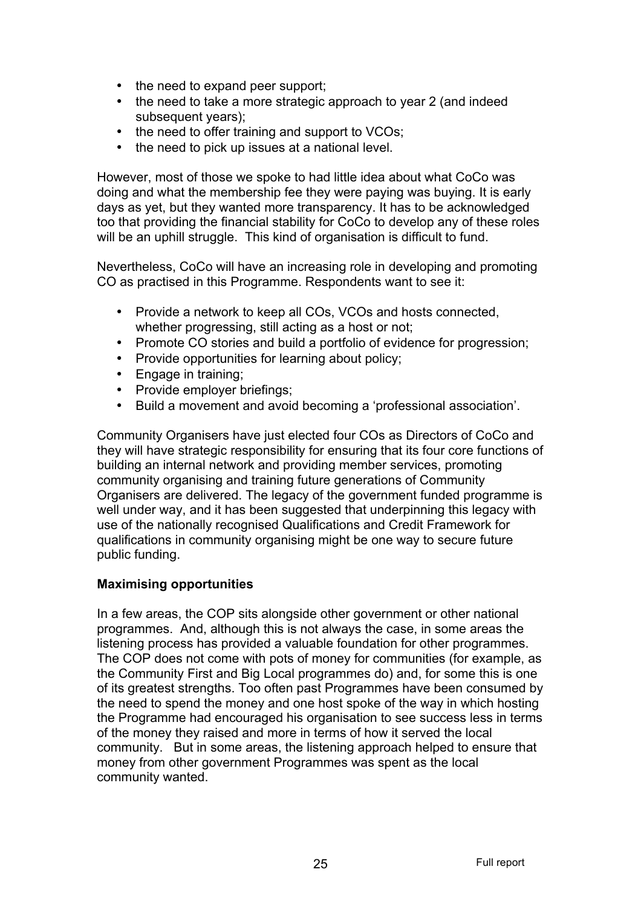- the need to expand peer support;
- the need to take a more strategic approach to year 2 (and indeed subsequent years);
- the need to offer training and support to VCOs;
- the need to pick up issues at a national level.

However, most of those we spoke to had little idea about what CoCo was doing and what the membership fee they were paying was buying. It is early days as yet, but they wanted more transparency. It has to be acknowledged too that providing the financial stability for CoCo to develop any of these roles will be an uphill struggle. This kind of organisation is difficult to fund.

Nevertheless, CoCo will have an increasing role in developing and promoting CO as practised in this Programme. Respondents want to see it:

- Provide a network to keep all COs, VCOs and hosts connected, whether progressing, still acting as a host or not;
- Promote CO stories and build a portfolio of evidence for progression;
- Provide opportunities for learning about policy;
- Engage in training;
- Provide employer briefings;
- Build a movement and avoid becoming a 'professional association'.

Community Organisers have just elected four COs as Directors of CoCo and they will have strategic responsibility for ensuring that its four core functions of building an internal network and providing member services, promoting community organising and training future generations of Community Organisers are delivered. The legacy of the government funded programme is well under way, and it has been suggested that underpinning this legacy with use of the nationally recognised Qualifications and Credit Framework for qualifications in community organising might be one way to secure future public funding.

**Maximising opportunities**

In a few areas, the COP sits alongside other government or other national programmes. And, although this is not always the case, in some areas the listening process has provided a valuable foundation for other programmes. The COP does not come with pots of money for communities (for example, as the Community First and Big Local programmes do) and, for some this is one of its greatest strengths. Too often past Programmes have been consumed by the need to spend the money and one host spoke of the way in which hosting the Programme had encouraged his organisation to see success less in terms of the money they raised and more in terms of how it served the local community. But in some areas, the listening approach helped to ensure that money from other government Programmes was spent as the local community wanted.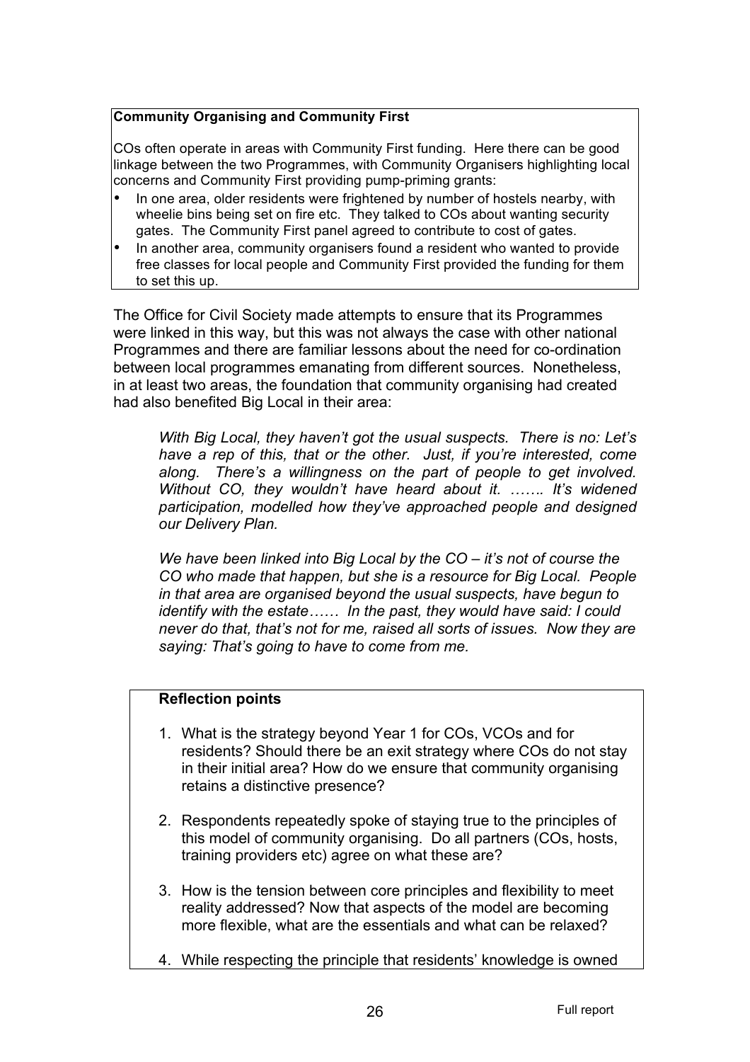**Community Organising and Community First**

COs often operate in areas with Community First funding. Here there can be good linkage between the two Programmes, with Community Organisers highlighting local concerns and Community First providing pump-priming grants:

- In one area, older residents were frightened by number of hostels nearby, with wheelie bins being set on fire etc. They talked to COs about wanting security gates. The Community First panel agreed to contribute to cost of gates.
- In another area, community organisers found a resident who wanted to provide free classes for local people and Community First provided the funding for them to set this up.

The Office for Civil Society made attempts to ensure that its Programmes were linked in this way, but this was not always the case with other national Programmes and there are familiar lessons about the need for co-ordination between local programmes emanating from different sources. Nonetheless, in at least two areas, the foundation that community organising had created had also benefited Big Local in their area:

> *With Big Local, they haven't got the usual suspects. There is no: Let's have a rep of this, that or the other. Just, if you're interested, come along. There's a willingness on the part of people to get involved. Without CO, they wouldn't have heard about it. ……. It's widened participation, modelled how they've approached people and designed our Delivery Plan.*

> *We have been linked into Big Local by the CO – it's not of course the CO who made that happen, but she is a resource for Big Local. People in that area are organised beyond the usual suspects, have begun to identify with the estate…… In the past, they would have said: I could never do that, that's not for me, raised all sorts of issues. Now they are saying: That's going to have to come from me.*

**Reflection points**

1. What is the strategy beyond Year 1 for COs, VCOs and for residents? Should there be an exit strategy where COs do not stay in their initial area? How do we ensure that community organising retains a distinctive presence?

2. Respondents repeatedly spoke of staying true to the principles of this model of community organising. Do all partners (COs, hosts, training providers etc) agree on what these are?

3. How is the tension between core principles and flexibility to meet reality addressed? Now that aspects of the model are becoming more flexible, what are the essentials and what can be relaxed?

4. While respecting the principle that residents' knowledge is owned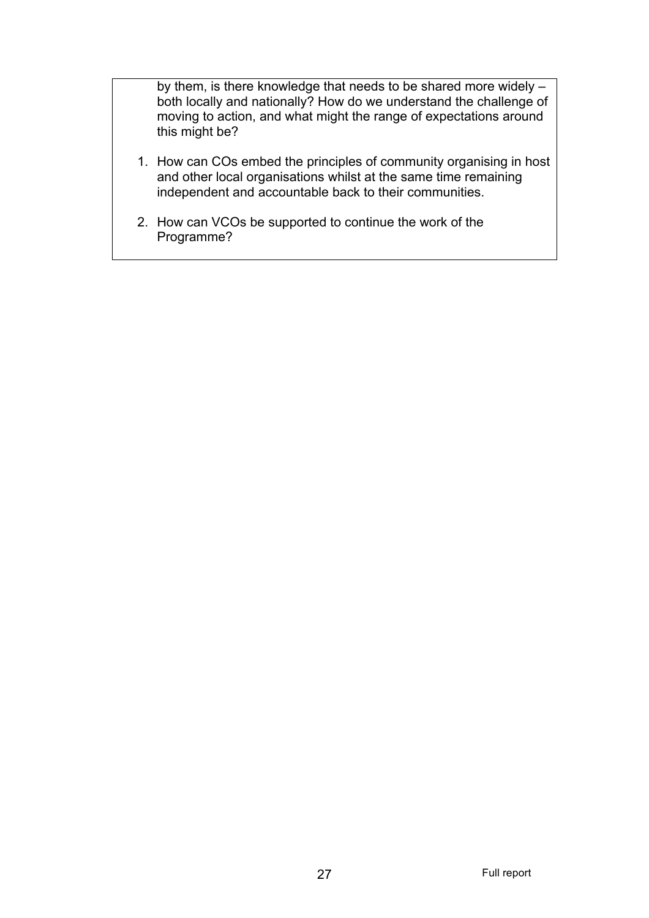by them, is there knowledge that needs to be shared more widely – both locally and nationally? How do we understand the challenge of moving to action, and what might the range of expectations around this might be?

1. How can COs embed the principles of community organising in host and other local organisations whilst at the same time remaining independent and accountable back to their communities.

2. How can VCOs be supported to continue the work of the Programme?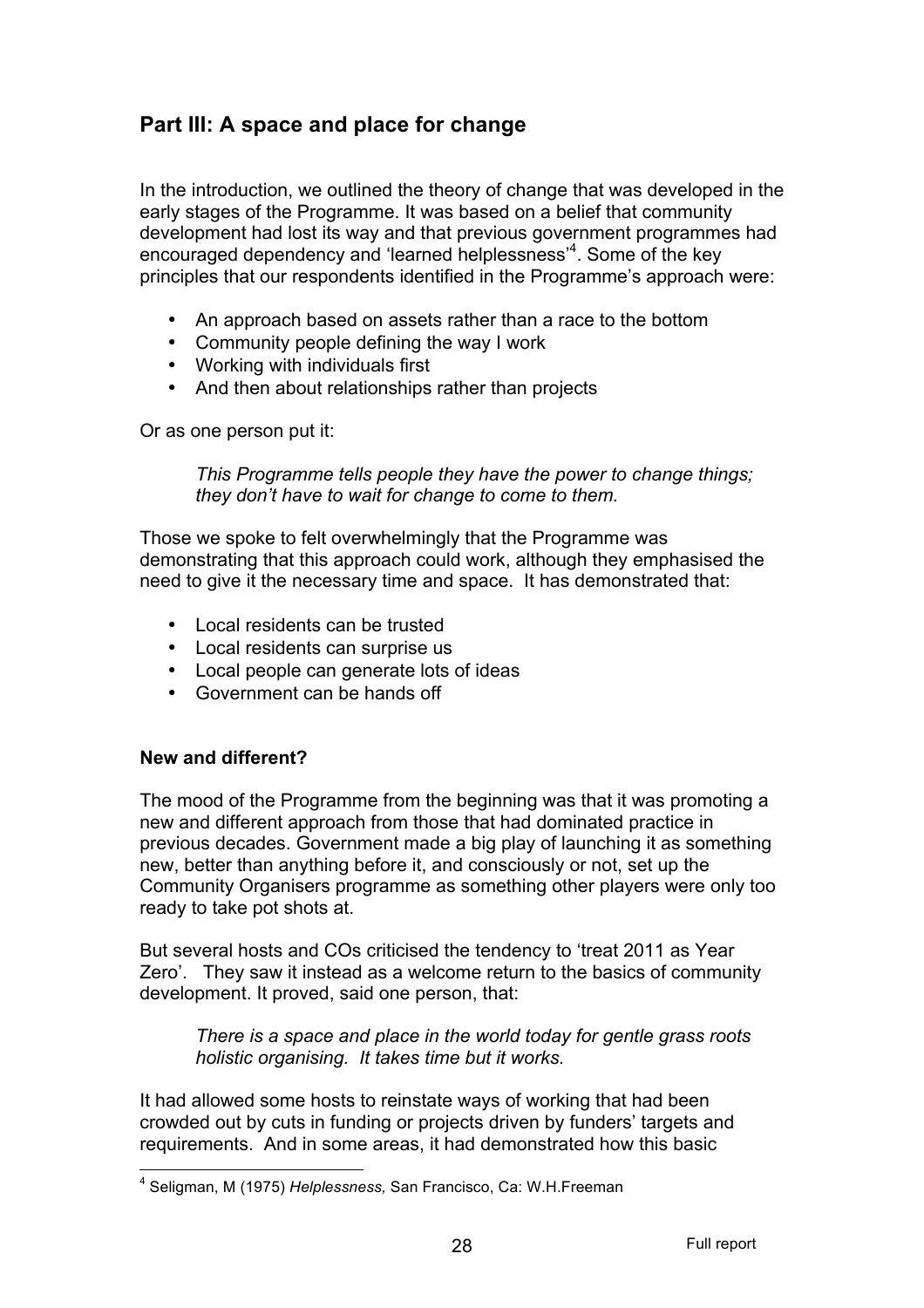## Part III: A space and place for change

In the introduction, we outlined the theory of change that was developed in the early stages of the Programme. It was based on a belief that community development had lost its way and that previous government programmes had encouraged dependency and 'learned helplessness'[4]. Some of the key principles that our respondents identified in the Programme's approach were:

- An approach based on assets rather than a race to the bottom
- Community people defining the way I work
- Working with individuals first
- And then about relationships rather than projects

Or as one person put it:

> *This Programme tells people they have the power to change things; they don't have to wait for change to come to them.*

Those we spoke to felt overwhelmingly that the Programme was demonstrating that this approach could work, although they emphasised the need to give it the necessary time and space. It has demonstrated that:

- Local residents can be trusted
- Local residents can surprise us
- Local people can generate lots of ideas
- Government can be hands off

**New and different?**

The mood of the Programme from the beginning was that it was promoting a new and different approach from those that had dominated practice in previous decades. Government made a big play of launching it as something new, better than anything before it, and consciously or not, set up the Community Organisers programme as something other players were only too ready to take pot shots at.

But several hosts and COs criticised the tendency to 'treat 2011 as Year Zero'. They saw it instead as a welcome return to the basics of community development. It proved, said one person, that:

> *There is a space and place in the world today for gentle grass roots holistic organising. It takes time but it works.*

It had allowed some hosts to reinstate ways of working that had been crowded out by cuts in funding or projects driven by funders' targets and requirements. And in some areas, it had demonstrated how this basic

---

[4] Seligman, M (1975) *Helplessness,* San Francisco, Ca: W.H.Freeman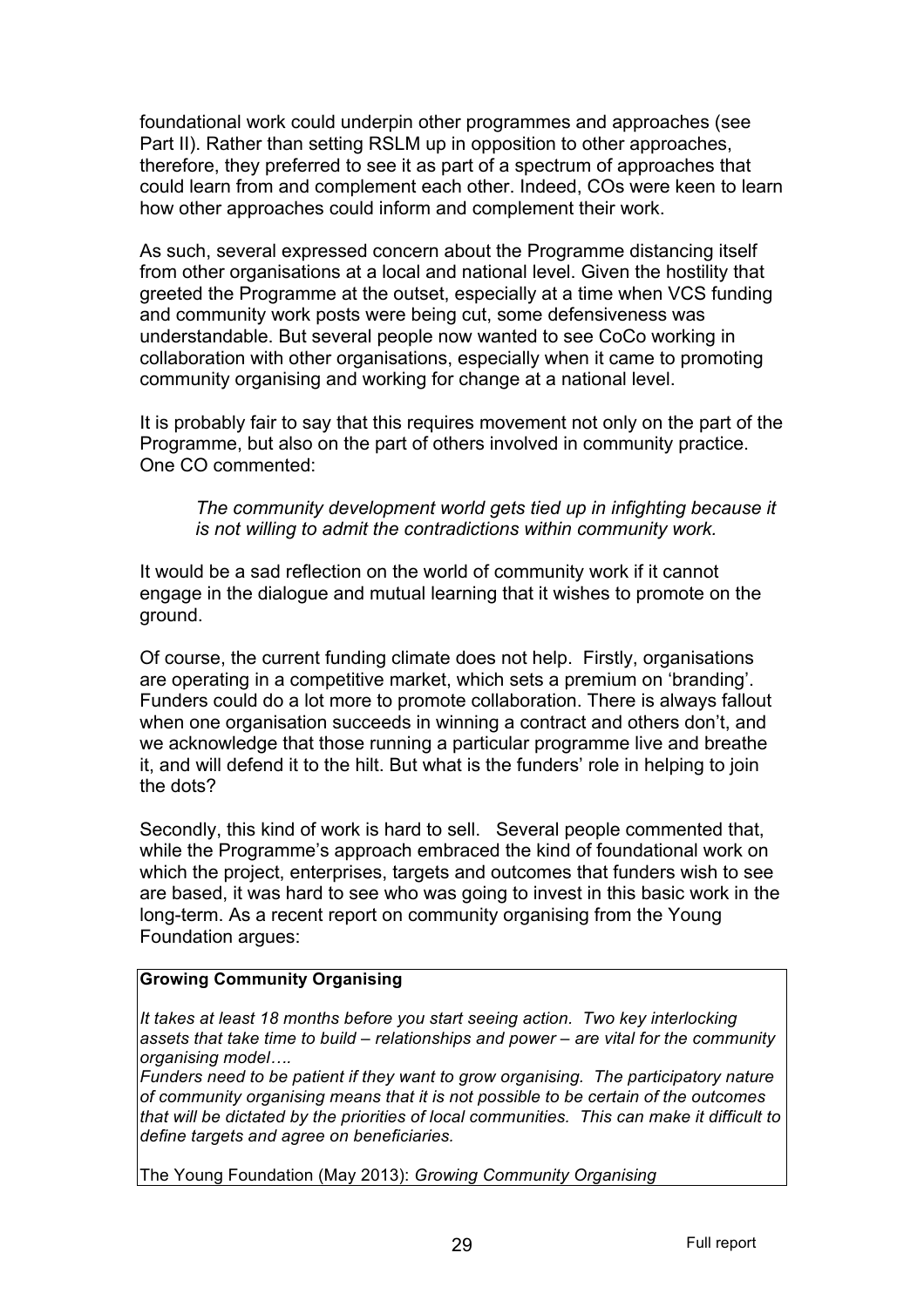foundational work could underpin other programmes and approaches (see Part II). Rather than setting RSLM up in opposition to other approaches, therefore, they preferred to see it as part of a spectrum of approaches that could learn from and complement each other. Indeed, COs were keen to learn how other approaches could inform and complement their work.

As such, several expressed concern about the Programme distancing itself from other organisations at a local and national level. Given the hostility that greeted the Programme at the outset, especially at a time when VCS funding and community work posts were being cut, some defensiveness was understandable. But several people now wanted to see CoCo working in collaboration with other organisations, especially when it came to promoting community organising and working for change at a national level.

It is probably fair to say that this requires movement not only on the part of the Programme, but also on the part of others involved in community practice. One CO commented:

> *The community development world gets tied up in infighting because it is not willing to admit the contradictions within community work.*

It would be a sad reflection on the world of community work if it cannot engage in the dialogue and mutual learning that it wishes to promote on the ground.

Of course, the current funding climate does not help. Firstly, organisations are operating in a competitive market, which sets a premium on 'branding'. Funders could do a lot more to promote collaboration. There is always fallout when one organisation succeeds in winning a contract and others don't, and we acknowledge that those running a particular programme live and breathe it, and will defend it to the hilt. But what is the funders' role in helping to join the dots?

Secondly, this kind of work is hard to sell. Several people commented that, while the Programme's approach embraced the kind of foundational work on which the project, enterprises, targets and outcomes that funders wish to see are based, it was hard to see who was going to invest in this basic work in the long-term. As a recent report on community organising from the Young Foundation argues:

> **Growing Community Organising**
>
> *It takes at least 18 months before you start seeing action. Two key interlocking assets that take time to build – relationships and power – are vital for the community organising model….*
>
> *Funders need to be patient if they want to grow organising. The participatory nature of community organising means that it is not possible to be certain of the outcomes that will be dictated by the priorities of local communities. This can make it difficult to define targets and agree on beneficiaries.*
>
> The Young Foundation (May 2013): *Growing Community Organising*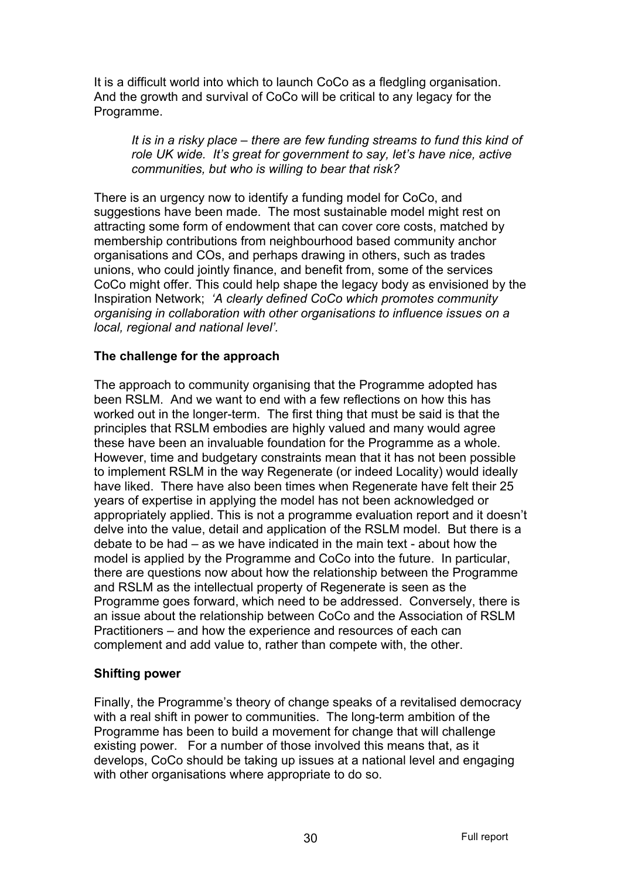It is a difficult world into which to launch CoCo as a fledgling organisation. And the growth and survival of CoCo will be critical to any legacy for the Programme.

> *It is in a risky place – there are few funding streams to fund this kind of role UK wide. It's great for government to say, let's have nice, active communities, but who is willing to bear that risk?*

There is an urgency now to identify a funding model for CoCo, and suggestions have been made. The most sustainable model might rest on attracting some form of endowment that can cover core costs, matched by membership contributions from neighbourhood based community anchor organisations and COs, and perhaps drawing in others, such as trades unions, who could jointly finance, and benefit from, some of the services CoCo might offer. This could help shape the legacy body as envisioned by the Inspiration Network; *'A clearly defined CoCo which promotes community organising in collaboration with other organisations to influence issues on a local, regional and national level'.*

**The challenge for the approach**

The approach to community organising that the Programme adopted has been RSLM. And we want to end with a few reflections on how this has worked out in the longer-term. The first thing that must be said is that the principles that RSLM embodies are highly valued and many would agree these have been an invaluable foundation for the Programme as a whole. However, time and budgetary constraints mean that it has not been possible to implement RSLM in the way Regenerate (or indeed Locality) would ideally have liked. There have also been times when Regenerate have felt their 25 years of expertise in applying the model has not been acknowledged or appropriately applied. This is not a programme evaluation report and it doesn't delve into the value, detail and application of the RSLM model. But there is a debate to be had – as we have indicated in the main text - about how the model is applied by the Programme and CoCo into the future. In particular, there are questions now about how the relationship between the Programme and RSLM as the intellectual property of Regenerate is seen as the Programme goes forward, which need to be addressed. Conversely, there is an issue about the relationship between CoCo and the Association of RSLM Practitioners – and how the experience and resources of each can complement and add value to, rather than compete with, the other.

**Shifting power**

Finally, the Programme's theory of change speaks of a revitalised democracy with a real shift in power to communities. The long-term ambition of the Programme has been to build a movement for change that will challenge existing power. For a number of those involved this means that, as it develops, CoCo should be taking up issues at a national level and engaging with other organisations where appropriate to do so.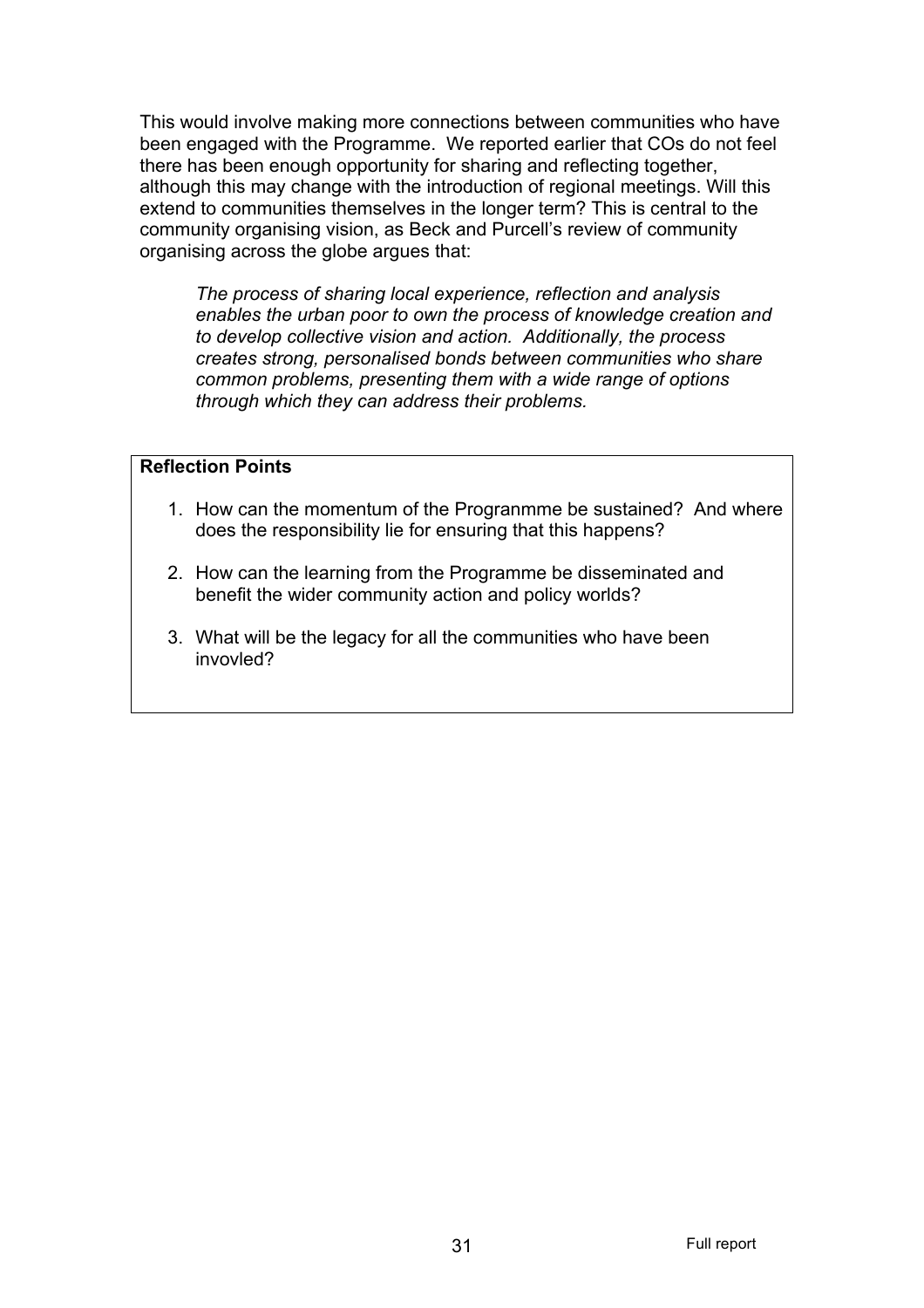This would involve making more connections between communities who have been engaged with the Programme. We reported earlier that COs do not feel there has been enough opportunity for sharing and reflecting together, although this may change with the introduction of regional meetings. Will this extend to communities themselves in the longer term? This is central to the community organising vision, as Beck and Purcell's review of community organising across the globe argues that:

> *The process of sharing local experience, reflection and analysis enables the urban poor to own the process of knowledge creation and to develop collective vision and action. Additionally, the process creates strong, personalised bonds between communities who share common problems, presenting them with a wide range of options through which they can address their problems.*

**Reflection Points**

1. How can the momentum of the Progranmme be sustained? And where does the responsibility lie for ensuring that this happens?
2. How can the learning from the Programme be disseminated and benefit the wider community action and policy worlds?
3. What will be the legacy for all the communities who have been invovled?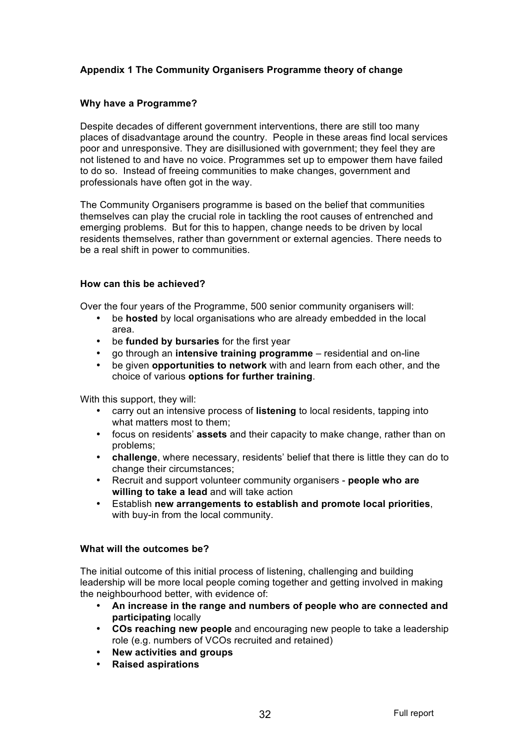## Appendix 1 The Community Organisers Programme theory of change

### Why have a Programme?

Despite decades of different government interventions, there are still too many places of disadvantage around the country. People in these areas find local services poor and unresponsive. They are disillusioned with government; they feel they are not listened to and have no voice. Programmes set up to empower them have failed to do so. Instead of freeing communities to make changes, government and professionals have often got in the way.

The Community Organisers programme is based on the belief that communities themselves can play the crucial role in tackling the root causes of entrenched and emerging problems. But for this to happen, change needs to be driven by local residents themselves, rather than government or external agencies. There needs to be a real shift in power to communities.

### How can this be achieved?

Over the four years of the Programme, 500 senior community organisers will:

- be **hosted** by local organisations who are already embedded in the local area.
- be **funded by bursaries** for the first year
- go through an **intensive training programme** – residential and on-line
- be given **opportunities to network** with and learn from each other, and the choice of various **options for further training**.

With this support, they will:

- carry out an intensive process of **listening** to local residents, tapping into what matters most to them;
- focus on residents' **assets** and their capacity to make change, rather than on problems;
- **challenge**, where necessary, residents' belief that there is little they can do to change their circumstances;
- Recruit and support volunteer community organisers - **people who are willing to take a lead** and will take action
- Establish **new arrangements to establish and promote local priorities**, with buy-in from the local community.

### What will the outcomes be?

The initial outcome of this initial process of listening, challenging and building leadership will be more local people coming together and getting involved in making the neighbourhood better, with evidence of:

- **An increase in the range and numbers of people who are connected and participating** locally
- **COs reaching new people** and encouraging new people to take a leadership role (e.g. numbers of VCOs recruited and retained)
- **New activities and groups**
- **Raised aspirations**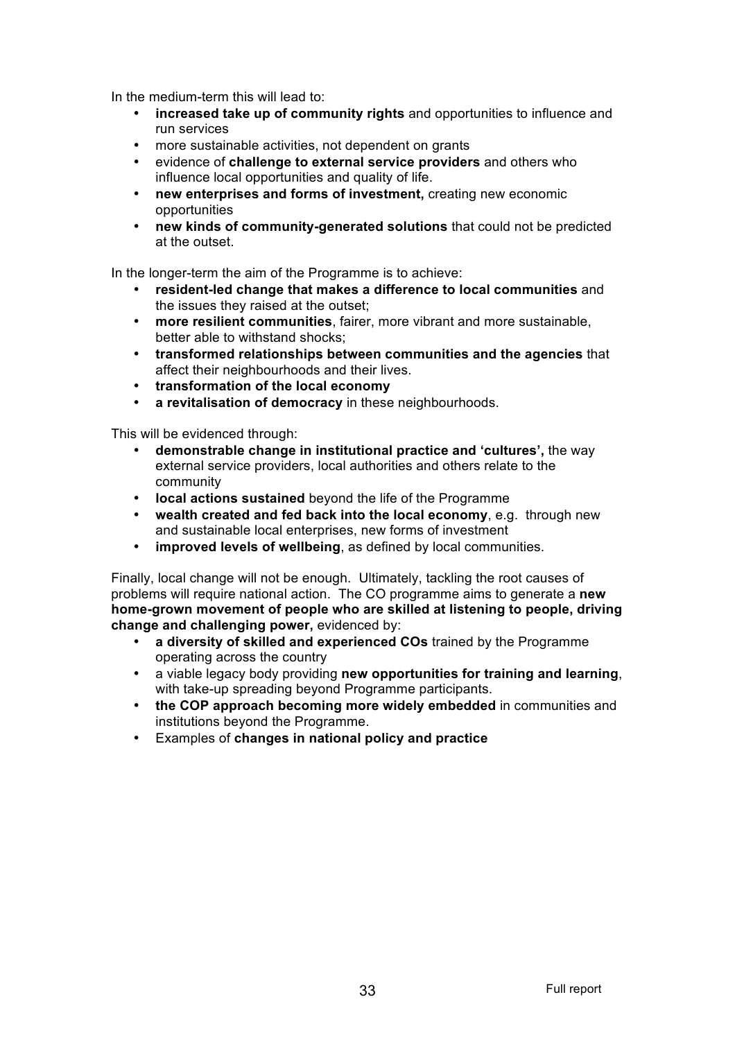In the medium-term this will lead to:

- **increased take up of community rights** and opportunities to influence and run services
- more sustainable activities, not dependent on grants
- evidence of **challenge to external service providers** and others who influence local opportunities and quality of life.
- **new enterprises and forms of investment,** creating new economic opportunities
- **new kinds of community-generated solutions** that could not be predicted at the outset.

In the longer-term the aim of the Programme is to achieve:

- **resident-led change that makes a difference to local communities** and the issues they raised at the outset;
- **more resilient communities**, fairer, more vibrant and more sustainable, better able to withstand shocks;
- **transformed relationships between communities and the agencies** that affect their neighbourhoods and their lives.
- **transformation of the local economy**
- **a revitalisation of democracy** in these neighbourhoods.

This will be evidenced through:

- **demonstrable change in institutional practice and 'cultures',** the way external service providers, local authorities and others relate to the community
- **local actions sustained** beyond the life of the Programme
- **wealth created and fed back into the local economy**, e.g. through new and sustainable local enterprises, new forms of investment
- **improved levels of wellbeing**, as defined by local communities.

Finally, local change will not be enough. Ultimately, tackling the root causes of problems will require national action. The CO programme aims to generate a **new home-grown movement of people who are skilled at listening to people, driving change and challenging power,** evidenced by:

- **a diversity of skilled and experienced COs** trained by the Programme operating across the country
- a viable legacy body providing **new opportunities for training and learning**, with take-up spreading beyond Programme participants.
- **the COP approach becoming more widely embedded** in communities and institutions beyond the Programme.
- Examples of **changes in national policy and practice**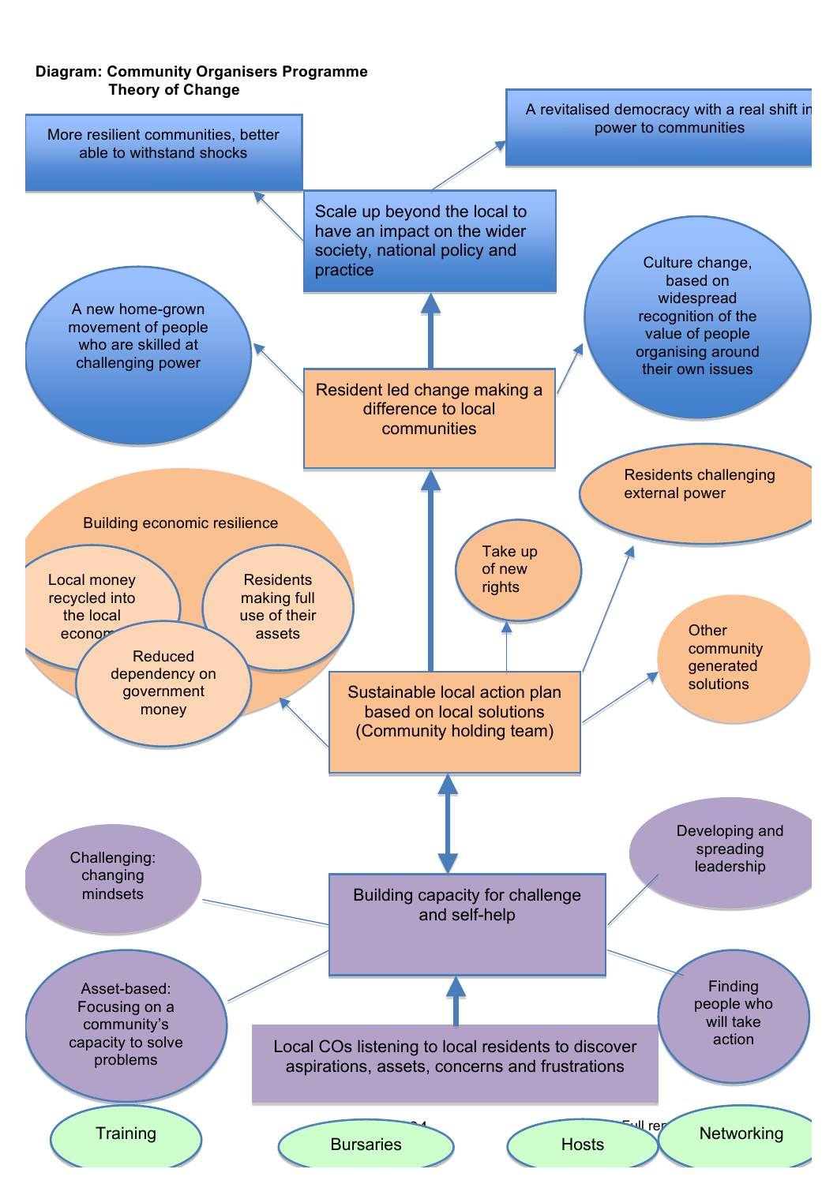**Diagram: Community Organisers Programme Theory of Change**

More resilient communities, better able to withstand shocks

A revitalised democracy with a real shift in power to communities

Scale up beyond the local to have an impact on the wider society, national policy and practice

A new home-grown movement of people who are skilled at challenging power

Culture change, based on widespread recognition of the value of people organising around their own issues

Resident led change making a difference to local communities

Residents challenging external power

Building economic resilience

Local money recycled into the local economy

Residents making full use of their assets

Reduced dependency on government money

Take up of new rights

Other community generated solutions

Sustainable local action plan based on local solutions (Community holding team)

Challenging: changing mindsets

Developing and spreading leadership

Building capacity for challenge and self-help

Asset-based: Focusing on a community's capacity to solve problems

Finding people who will take action

Local COs listening to local residents to discover aspirations, assets, concerns and frustrations

Training

Bursaries

Hosts

Networking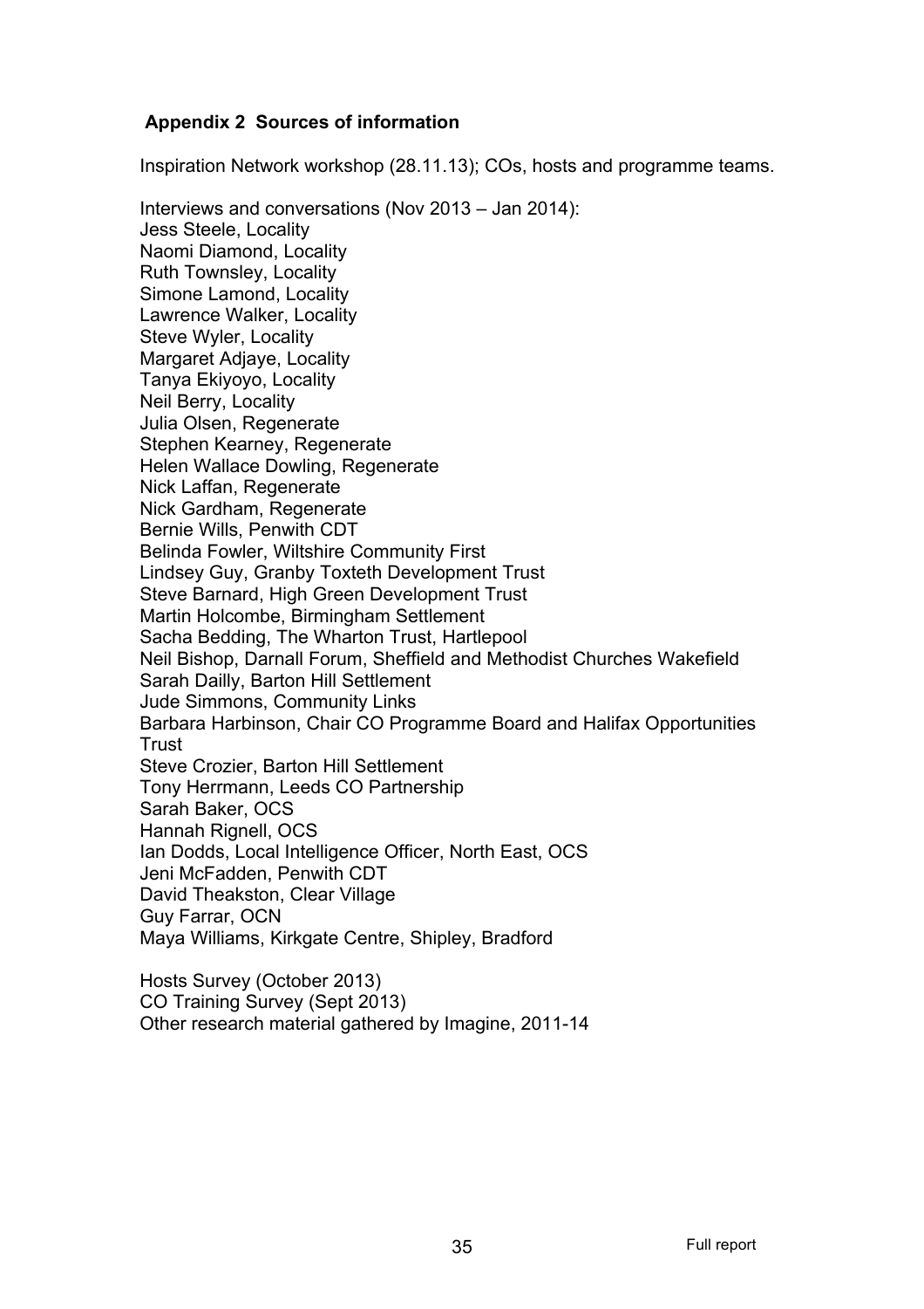## Appendix 2 Sources of information

Inspiration Network workshop (28.11.13); COs, hosts and programme teams.

Interviews and conversations (Nov 2013 – Jan 2014):
Jess Steele, Locality
Naomi Diamond, Locality
Ruth Townsley, Locality
Simone Lamond, Locality
Lawrence Walker, Locality
Steve Wyler, Locality
Margaret Adjaye, Locality
Tanya Ekiyoyo, Locality
Neil Berry, Locality
Julia Olsen, Regenerate
Stephen Kearney, Regenerate
Helen Wallace Dowling, Regenerate
Nick Laffan, Regenerate
Nick Gardham, Regenerate
Bernie Wills, Penwith CDT
Belinda Fowler, Wiltshire Community First
Lindsey Guy, Granby Toxteth Development Trust
Steve Barnard, High Green Development Trust
Martin Holcombe, Birmingham Settlement
Sacha Bedding, The Wharton Trust, Hartlepool
Neil Bishop, Darnall Forum, Sheffield and Methodist Churches Wakefield
Sarah Dailly, Barton Hill Settlement
Jude Simmons, Community Links
Barbara Harbinson, Chair CO Programme Board and Halifax Opportunities Trust
Steve Crozier, Barton Hill Settlement
Tony Herrmann, Leeds CO Partnership
Sarah Baker, OCS
Hannah Rignell, OCS
Ian Dodds, Local Intelligence Officer, North East, OCS
Jeni McFadden, Penwith CDT
David Theakston, Clear Village
Guy Farrar, OCN
Maya Williams, Kirkgate Centre, Shipley, Bradford

Hosts Survey (October 2013)
CO Training Survey (Sept 2013)
Other research material gathered by Imagine, 2011-14